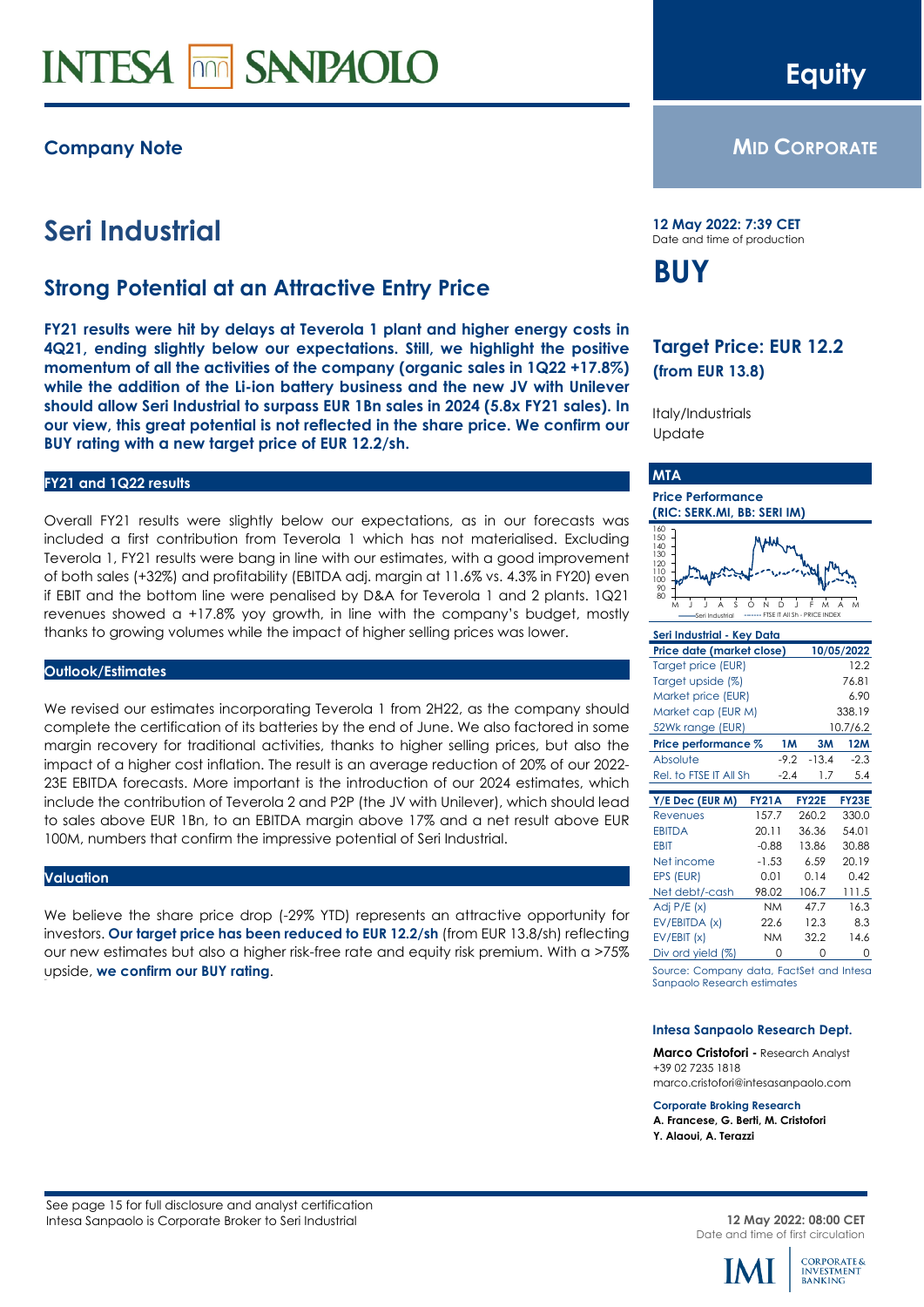INTESA SANPAOLO

**Equity**

## Company Note

**MID CORPORATE**

# Seri Industrial

## Strong Potential at an Attractive Entry Price

**FY21 results were hit by delays at Teverola 1 plant and higher energy costs in 4Q21, ending slightly below our expectations. Still, we highlight the positive momentum of all the activities of the company (organic sales in 1Q22 +17.8%) while the addition of the Li-ion battery business and the new JV with Unilever should allow Seri Industrial to surpass EUR 1Bn sales in 2024 (5.8x FY21 sales). In our view, this great potential is not reflected in the share price. We confirm our BUY rating with a new target price of EUR 12.2/sh.**

**12 May 2022: 7:39 CET**
Date and time of production

# BUY

## Target Price: EUR 12.2
**(from EUR 13.8)**

Italy/Industrials
Update

### FY21 and 1Q22 results

Overall FY21 results were slightly below our expectations, as in our forecasts was included a first contribution from Teverola 1 which has not materialised. Excluding Teverola 1, FY21 results were bang in line with our estimates, with a good improvement of both sales (+32%) and profitability (EBITDA adj. margin at 11.6% vs. 4.3% in FY20) even if EBIT and the bottom line were penalised by D&A for Teverola 1 and 2 plants. 1Q21 revenues showed a +17.8% yoy growth, in line with the company's budget, mostly thanks to growing volumes while the impact of higher selling prices was lower.

### Outlook/Estimates

We revised our estimates incorporating Teverola 1 from 2H22, as the company should complete the certification of its batteries by the end of June. We also factored in some margin recovery for traditional activities, thanks to higher selling prices, but also the impact of a higher cost inflation. The result is an average reduction of 20% of our 2022-23E EBITDA forecasts. More important is the introduction of our 2024 estimates, which include the contribution of Teverola 2 and P2P (the JV with Unilever), which should lead to sales above EUR 1Bn, to an EBITDA margin above 17% and a net result above EUR 100M, numbers that confirm the impressive potential of Seri Industrial.

### Valuation

We believe the share price drop (-29% YTD) represents an attractive opportunity for investors. **Our target price has been reduced to EUR 12.2/sh** (from EUR 13.8/sh) reflecting our new estimates but also a higher risk-free rate and equity risk premium. With a >75% upside, **we confirm our BUY rating**.

**MTA**

**Price Performance**
**(RIC: SERK.MI, BB: SERI IM)**

Seri Industrial ------ FTSE IT All Sh - PRICE INDEX

**Seri Industrial - Key Data**

| Price date (market close) | | | 10/05/2022 |
|---|---|---|---|
| Target price (EUR) | | | 12.2 |
| Target upside (%) | | | 76.81 |
| Market price (EUR) | | | 6.90 |
| Market cap (EUR M) | | | 338.19 |
| 52Wk range (EUR) | | | 10.7/6.2 |
| **Price performance %** | **1M** | **3M** | **12M** |
| Absolute | -9.2 | -13.4 | -2.3 |
| Rel. to FTSE IT All Sh | -2.4 | 1.7 | 5.4 |

| Y/E Dec (EUR M) | FY21A | FY22E | FY23E |
|---|---|---|---|
| Revenues | 157.7 | 260.2 | 330.0 |
| EBITDA | 20.11 | 36.36 | 54.01 |
| EBIT | -0.88 | 13.86 | 30.88 |
| Net income | -1.53 | 6.59 | 20.19 |
| EPS (EUR) | 0.01 | 0.14 | 0.42 |
| Net debt/-cash | 98.02 | 106.7 | 111.5 |
| Adj P/E (x) | NM | 47.7 | 16.3 |
| EV/EBITDA (x) | 22.6 | 12.3 | 8.3 |
| EV/EBIT (x) | NM | 32.2 | 14.6 |
| Div ord yield (%) | 0 | 0 | 0 |

Source: Company data, FactSet and Intesa Sanpaolo Research estimates

**Intesa Sanpaolo Research Dept.**

**Marco Cristofori -** Research Analyst
+39 02 7235 1818
marco.cristofori@intesasanpaolo.com

**Corporate Broking Research**
**A. Francese, G. Berti, M. Cristofori**
**Y. Alaoui, A. Terazzi**

See page 15 for full disclosure and analyst certification
Intesa Sanpaolo is Corporate Broker to Seri Industrial

**12 May 2022: 08:00 CET**
Date and time of first circulation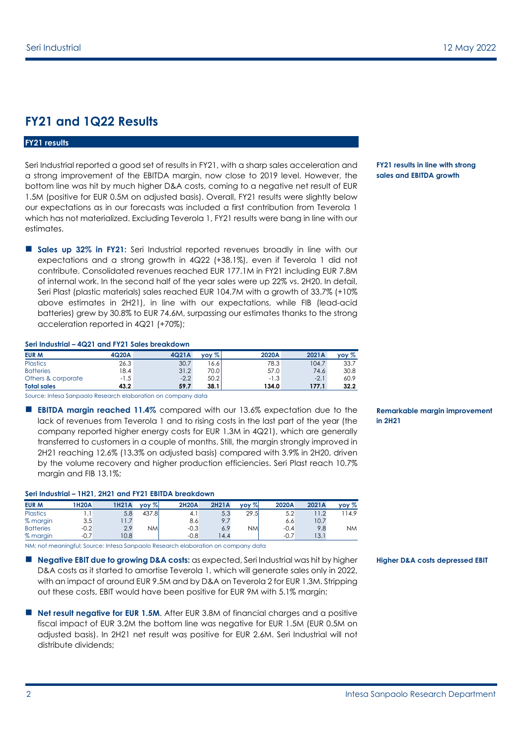## FY21 and 1Q22 Results

### FY21 results

**FY21 results in line with strong sales and EBITDA growth**

Seri Industrial reported a good set of results in FY21, with a sharp sales acceleration and a strong improvement of the EBITDA margin, now close to 2019 level. However, the bottom line was hit by much higher D&A costs, coming to a negative net result of EUR 1.5M (positive for EUR 0.5M on adjusted basis). Overall, FY21 results were slightly below our expectations as in our forecasts was included a first contribution from Teverola 1 which has not materialized. Excluding Teverola 1, FY21 results were bang in line with our estimates.

- **Sales up 32% in FY21:** Seri Industrial reported revenues broadly in line with our expectations and a strong growth in 4Q22 (+38.1%), even if Teverola 1 did not contribute. Consolidated revenues reached EUR 177.1M in FY21 including EUR 7.8M of internal work. In the second half of the year sales were up 22% vs. 2H20. In detail, Seri Plast (plastic materials) sales reached EUR 104.7M with a growth of 33.7% (+10% above estimates in 2H21), in line with our expectations, while FIB (lead-acid batteries) grew by 30.8% to EUR 74.6M, surpassing our estimates thanks to the strong acceleration reported in 4Q21 (+70%);

**Seri Industrial – 4Q21 and FY21 Sales breakdown**

| EUR M | 4Q20A | 4Q21A | yoy % | 2020A | 2021A | yoy % |
|---|---|---|---|---|---|---|
| Plastics | 26.3 | 30.7 | 16.6 | 78.3 | 104.7 | 33.7 |
| Batteries | 18.4 | 31.2 | 70.0 | 57.0 | 74.6 | 30.8 |
| Others & corporate | -1.5 | -2.2 | 50.2 | -1.3 | -2.1 | 60.9 |
| **Total sales** | **43.2** | **59.7** | **38.1** | **134.0** | **177.1** | **32.2** |

Source: Intesa Sanpaolo Research elaboration on company data

**Remarkable margin improvement in 2H21**

- **EBITDA margin reached 11.4%** compared with our 13.6% expectation due to the lack of revenues from Teverola 1 and to rising costs in the last part of the year (the company reported higher energy costs for EUR 1.3M in 4Q21), which are generally transferred to customers in a couple of months. Still, the margin strongly improved in 2H21 reaching 12.6% (13.3% on adjusted basis) compared with 3.9% in 2H20, driven by the volume recovery and higher production efficiencies. Seri Plast reach 10.7% margin and FIB 13.1%;

**Seri Industrial – 1H21, 2H21 and FY21 EBITDA breakdown**

| EUR M | 1H20A | 1H21A | yoy % | 2H20A | 2H21A | yoy % | 2020A | 2021A | yoy % |
|---|---|---|---|---|---|---|---|---|---|
| Plastics | 1.1 | 5.8 | 437.8 | 4.1 | 5.3 | 29.5 | 5.2 | 11.2 | 114.9 |
| % margin | 3.5 | 11.7 | | 8.6 | 9.7 | | 6.6 | 10.7 | |
| Batteries | -0.2 | 2.9 | NM | -0.3 | 6.9 | NM | -0.4 | 9.8 | NM |
| % margin | -0.7 | 10.8 | | -0.8 | 14.4 | | -0.7 | 13.1 | |

NM: not meaningful; Source: Intesa Sanpaolo Research elaboration on company data

**Higher D&A costs depressed EBIT**

- **Negative EBIT due to growing D&A costs:** as expected, Seri Industrial was hit by higher D&A costs as it started to amortise Teverola 1, which will generate sales only in 2022, with an impact of around EUR 9.5M and by D&A on Teverola 2 for EUR 1.3M. Stripping out these costs, EBIT would have been positive for EUR 9M with 5.1% margin;

- **Net result negative for EUR 1.5M**. After EUR 3.8M of financial charges and a positive fiscal impact of EUR 3.2M the bottom line was negative for EUR 1.5M (EUR 0.5M on adjusted basis). In 2H21 net result was positive for EUR 2.6M. Seri Industrial will not distribute dividends;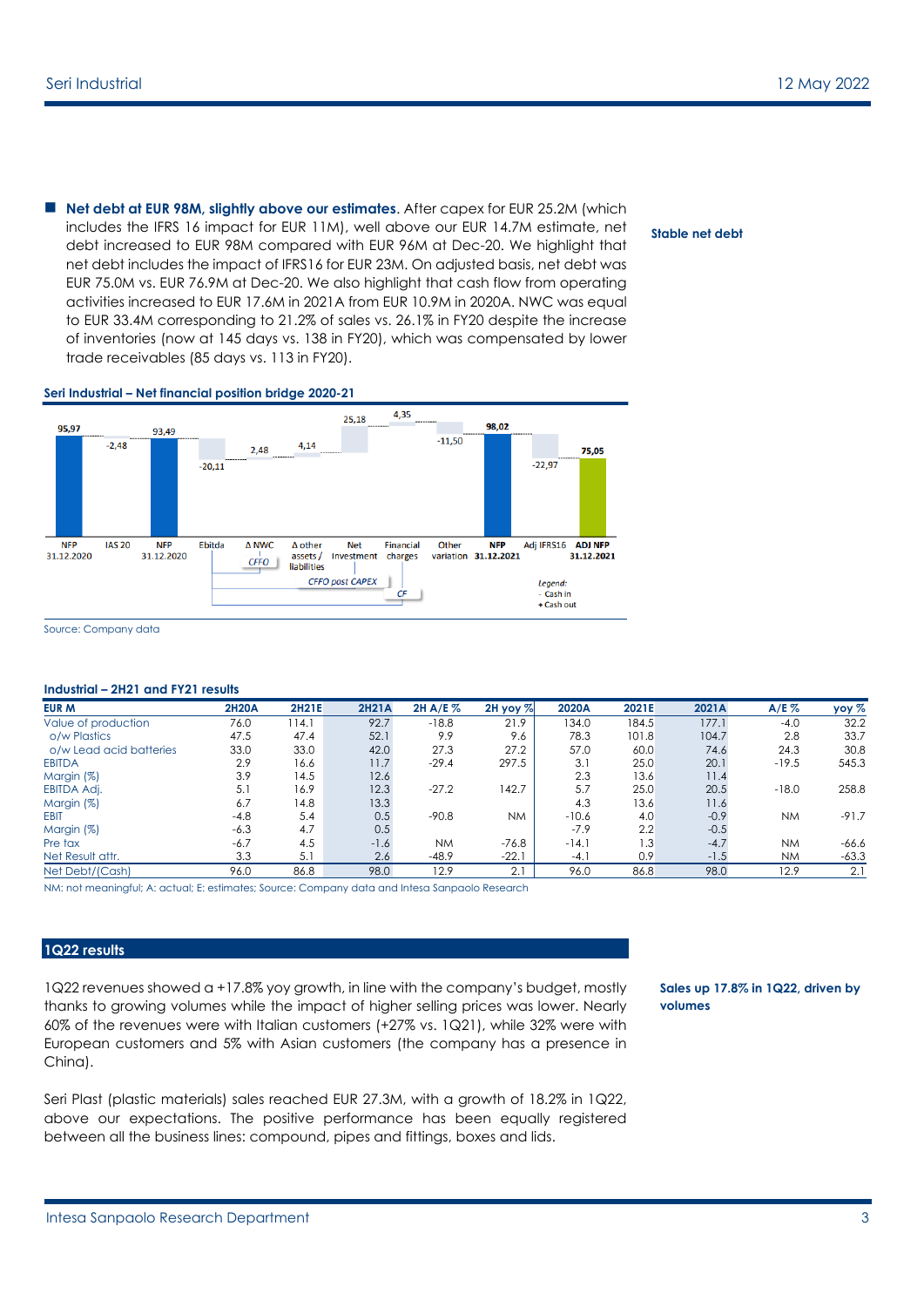- **Net debt at EUR 98M, slightly above our estimates**. After capex for EUR 25.2M (which includes the IFRS 16 impact for EUR 11M), well above our EUR 14.7M estimate, net debt increased to EUR 98M compared with EUR 96M at Dec-20. We highlight that net debt includes the impact of IFRS16 for EUR 23M. On adjusted basis, net debt was EUR 75.0M vs. EUR 76.9M at Dec-20. We also highlight that cash flow from operating activities increased to EUR 17.6M in 2021A from EUR 10.9M in 2020A. NWC was equal to EUR 33.4M corresponding to 21.2% of sales vs. 26.1% in FY20 despite the increase of inventories (now at 145 days vs. 138 in FY20), which was compensated by lower trade receivables (85 days vs. 113 in FY20).

**Stable net debt**

**Seri Industrial – Net financial position bridge 2020-21**

| NFP 31.12.2020 | IAS 20 | NFP 31.12.2020 | Ebitda | Δ NWC | Δ other assets / liabilities | Net Investment | Financial charges | Other variation | NFP 31.12.2021 | Adj IFRS16 | ADJ NFP 31.12.2021 |
|---|---|---|---|---|---|---|---|---|---|---|---|
| 95,97 | -2,48 | 93,49 | -20,11 | 2,48 | 4,14 | 25,18 | 4,35 | -11,50 | 98,02 | -22,97 | 75,05 |

CFFO; CFFO post CAPEX; CF

Legend: - Cash in; + Cash out

Source: Company data

**Industrial – 2H21 and FY21 results**

| EUR M | 2H20A | 2H21E | 2H21A | 2H A/E % | 2H yoy % | 2020A | 2021E | 2021A | A/E % | yoy % |
|---|---|---|---|---|---|---|---|---|---|---|
| Value of production | 76.0 | 114.1 | 92.7 | -18.8 | 21.9 | 134.0 | 184.5 | 177.1 | -4.0 | 32.2 |
| o/w Plastics | 47.5 | 47.4 | 52.1 | 9.9 | 9.6 | 78.3 | 101.8 | 104.7 | 2.8 | 33.7 |
| o/w Lead acid batteries | 33.0 | 33.0 | 42.0 | 27.3 | 27.2 | 57.0 | 60.0 | 74.6 | 24.3 | 30.8 |
| EBITDA | 2.9 | 16.6 | 11.7 | -29.4 | 297.5 | 3.1 | 25.0 | 20.1 | -19.5 | 545.3 |
| Margin (%) | 3.9 | 14.5 | 12.6 | | | 2.3 | 13.6 | 11.4 | | |
| EBITDA Adj. | 5.1 | 16.9 | 12.3 | -27.2 | 142.7 | 5.7 | 25.0 | 20.5 | -18.0 | 258.8 |
| Margin (%) | 6.7 | 14.8 | 13.3 | | | 4.3 | 13.6 | 11.6 | | |
| EBIT | -4.8 | 5.4 | 0.5 | -90.8 | NM | -10.6 | 4.0 | -0.9 | NM | -91.7 |
| Margin (%) | -6.3 | 4.7 | 0.5 | | | -7.9 | 2.2 | -0.5 | | |
| Pre tax | -6.7 | 4.5 | -1.6 | NM | -76.8 | -14.1 | 1.3 | -4.7 | NM | -66.6 |
| Net Result attr. | 3.3 | 5.1 | 2.6 | -48.9 | -22.1 | -4.1 | 0.9 | -1.5 | NM | -63.3 |
| Net Debt/(Cash) | 96.0 | 86.8 | 98.0 | 12.9 | 2.1 | 96.0 | 86.8 | 98.0 | 12.9 | 2.1 |

NM: not meaningful; A: actual; E: estimates; Source: Company data and Intesa Sanpaolo Research

## 1Q22 results

1Q22 revenues showed a +17.8% yoy growth, in line with the company's budget, mostly thanks to growing volumes while the impact of higher selling prices was lower. Nearly 60% of the revenues were with Italian customers (+27% vs. 1Q21), while 32% were with European customers and 5% with Asian customers (the company has a presence in China).

**Sales up 17.8% in 1Q22, driven by volumes**

Seri Plast (plastic materials) sales reached EUR 27.3M, with a growth of 18.2% in 1Q22, above our expectations. The positive performance has been equally registered between all the business lines: compound, pipes and fittings, boxes and lids.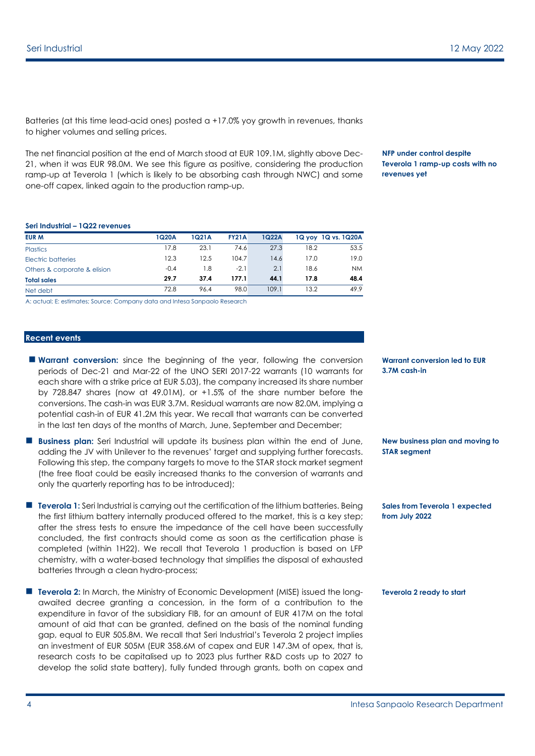Batteries (at this time lead-acid ones) posted a +17.0% yoy growth in revenues, thanks to higher volumes and selling prices.

**NFP under control despite Teverola 1 ramp-up costs with no revenues yet**

The net financial position at the end of March stood at EUR 109.1M, slightly above Dec-21, when it was EUR 98.0M. We see this figure as positive, considering the production ramp-up at Teverola 1 (which is likely to be absorbing cash through NWC) and some one-off capex, linked again to the production ramp-up.

**Seri Industrial – 1Q22 revenues**

| EUR M | 1Q20A | 1Q21A | FY21A | 1Q22A | 1Q yoy | 1Q vs. 1Q20A |
|---|---|---|---|---|---|---|
| Plastics | 17.8 | 23.1 | 74.6 | 27.3 | 18.2 | 53.5 |
| Electric batteries | 12.3 | 12.5 | 104.7 | 14.6 | 17.0 | 19.0 |
| Others & corporate & elision | -0.4 | 1.8 | -2.1 | 2.1 | 18.6 | NM |
| **Total sales** | **29.7** | **37.4** | **177.1** | **44.1** | **17.8** | **48.4** |
| Net debt | 72.8 | 96.4 | 98.0 | 109.1 | 13.2 | 49.9 |

A: actual; E: estimates; Source: Company data and Intesa Sanpaolo Research

## Recent events

**Warrant conversion led to EUR 3.7M cash-in**

- **Warrant conversion:** since the beginning of the year, following the conversion periods of Dec-21 and Mar-22 of the UNO SERI 2017-22 warrants (10 warrants for each share with a strike price at EUR 5.03), the company increased its share number by 728.847 shares (now at 49.01M), or +1.5% of the share number before the conversions. The cash-in was EUR 3.7M. Residual warrants are now 82.0M, implying a potential cash-in of EUR 41.2M this year. We recall that warrants can be converted in the last ten days of the months of March, June, September and December;

**New business plan and moving to STAR segment**

- **Business plan:** Seri Industrial will update its business plan within the end of June, adding the JV with Unilever to the revenues' target and supplying further forecasts. Following this step, the company targets to move to the STAR stock market segment (the free float could be easily increased thanks to the conversion of warrants and only the quarterly reporting has to be introduced);

**Sales from Teverola 1 expected from July 2022**

- **Teverola 1:** Seri Industrial is carrying out the certification of the lithium batteries. Being the first lithium battery internally produced offered to the market, this is a key step; after the stress tests to ensure the impedance of the cell have been successfully concluded, the first contracts should come as soon as the certification phase is completed (within 1H22). We recall that Teverola 1 production is based on LFP chemistry, with a water-based technology that simplifies the disposal of exhausted batteries through a clean hydro-process;

**Teverola 2 ready to start**

- **Teverola 2:** In March, the Ministry of Economic Development (MISE) issued the long-awaited decree granting a concession, in the form of a contribution to the expenditure in favor of the subsidiary FIB, for an amount of EUR 417M on the total amount of aid that can be granted, defined on the basis of the nominal funding gap, equal to EUR 505.8M. We recall that Seri Industrial's Teverola 2 project implies an investment of EUR 505M (EUR 358.6M of capex and EUR 147.3M of opex, that is, research costs to be capitalised up to 2023 plus further R&D costs up to 2027 to develop the solid state battery), fully funded through grants, both on capex and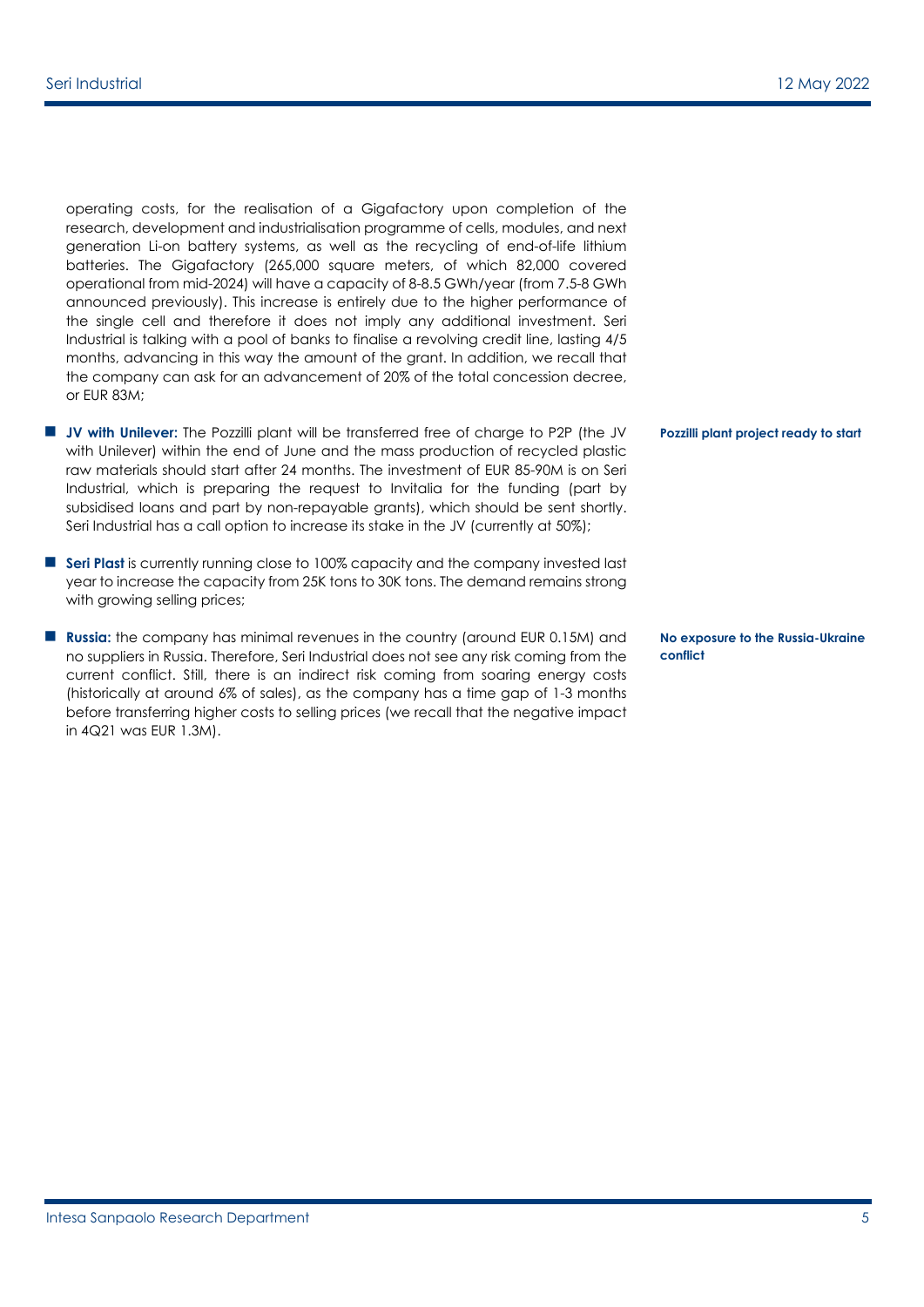operating costs, for the realisation of a Gigafactory upon completion of the research, development and industrialisation programme of cells, modules, and next generation Li-on battery systems, as well as the recycling of end-of-life lithium batteries. The Gigafactory (265,000 square meters, of which 82,000 covered operational from mid-2024) will have a capacity of 8-8.5 GWh/year (from 7.5-8 GWh announced previously). This increase is entirely due to the higher performance of the single cell and therefore it does not imply any additional investment. Seri Industrial is talking with a pool of banks to finalise a revolving credit line, lasting 4/5 months, advancing in this way the amount of the grant. In addition, we recall that the company can ask for an advancement of 20% of the total concession decree, or EUR 83M;

**Pozzilli plant project ready to start**

- **JV with Unilever:** The Pozzilli plant will be transferred free of charge to P2P (the JV with Unilever) within the end of June and the mass production of recycled plastic raw materials should start after 24 months. The investment of EUR 85-90M is on Seri Industrial, which is preparing the request to Invitalia for the funding (part by subsidised loans and part by non-repayable grants), which should be sent shortly. Seri Industrial has a call option to increase its stake in the JV (currently at 50%);
- **Seri Plast** is currently running close to 100% capacity and the company invested last year to increase the capacity from 25K tons to 30K tons. The demand remains strong with growing selling prices;

**No exposure to the Russia-Ukraine conflict**

- **Russia:** the company has minimal revenues in the country (around EUR 0.15M) and no suppliers in Russia. Therefore, Seri Industrial does not see any risk coming from the current conflict. Still, there is an indirect risk coming from soaring energy costs (historically at around 6% of sales), as the company has a time gap of 1-3 months before transferring higher costs to selling prices (we recall that the negative impact in 4Q21 was EUR 1.3M).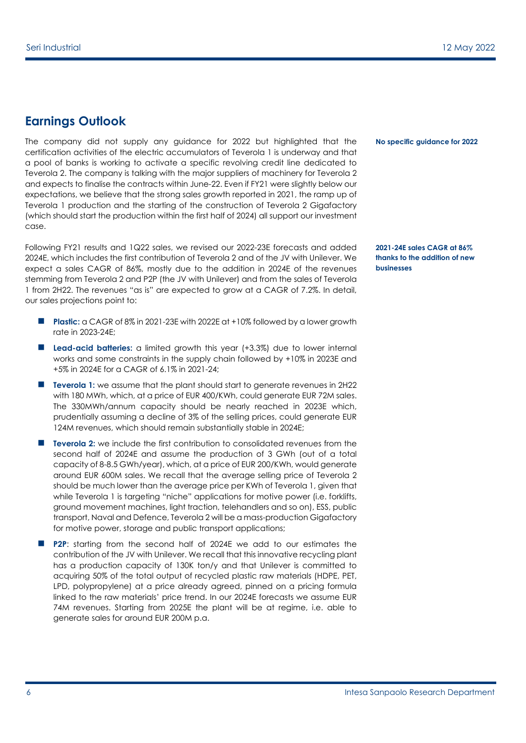## Earnings Outlook

**No specific guidance for 2022**

The company did not supply any guidance for 2022 but highlighted that the certification activities of the electric accumulators of Teverola 1 is underway and that a pool of banks is working to activate a specific revolving credit line dedicated to Teverola 2. The company is talking with the major suppliers of machinery for Teverola 2 and expects to finalise the contracts within June-22. Even if FY21 were slightly below our expectations, we believe that the strong sales growth reported in 2021, the ramp up of Teverola 1 production and the starting of the construction of Teverola 2 Gigafactory (which should start the production within the first half of 2024) all support our investment case.

**2021-24E sales CAGR at 86% thanks to the addition of new businesses**

Following FY21 results and 1Q22 sales, we revised our 2022-23E forecasts and added 2024E, which includes the first contribution of Teverola 2 and of the JV with Unilever. We expect a sales CAGR of 86%, mostly due to the addition in 2024E of the revenues stemming from Teverola 2 and P2P (the JV with Unilever) and from the sales of Teverola 1 from 2H22. The revenues "as is" are expected to grow at a CAGR of 7.2%. In detail, our sales projections point to:

- **Plastic:** a CAGR of 8% in 2021-23E with 2022E at +10% followed by a lower growth rate in 2023-24E;
- **Lead-acid batteries:** a limited growth this year (+3.3%) due to lower internal works and some constraints in the supply chain followed by +10% in 2023E and +5% in 2024E for a CAGR of 6.1% in 2021-24;
- **Teverola 1:** we assume that the plant should start to generate revenues in 2H22 with 180 MWh, which, at a price of EUR 400/KWh, could generate EUR 72M sales. The 330MWh/annum capacity should be nearly reached in 2023E which, prudentially assuming a decline of 3% of the selling prices, could generate EUR 124M revenues, which should remain substantially stable in 2024E;
- **Teverola 2:** we include the first contribution to consolidated revenues from the second half of 2024E and assume the production of 3 GWh (out of a total capacity of 8-8.5 GWh/year), which, at a price of EUR 200/KWh, would generate around EUR 600M sales. We recall that the average selling price of Teverola 2 should be much lower than the average price per KWh of Teverola 1, given that while Teverola 1 is targeting "niche" applications for motive power (i.e. forklifts, ground movement machines, light traction, telehandlers and so on), ESS, public transport, Naval and Defence, Teverola 2 will be a mass-production Gigafactory for motive power, storage and public transport applications;
- **P2P**: starting from the second half of 2024E we add to our estimates the contribution of the JV with Unilever. We recall that this innovative recycling plant has a production capacity of 130K ton/y and that Unilever is committed to acquiring 50% of the total output of recycled plastic raw materials (HDPE, PET, LPD, polypropylene) at a price already agreed, pinned on a pricing formula linked to the raw materials' price trend. In our 2024E forecasts we assume EUR 74M revenues. Starting from 2025E the plant will be at regime, i.e. able to generate sales for around EUR 200M p.a.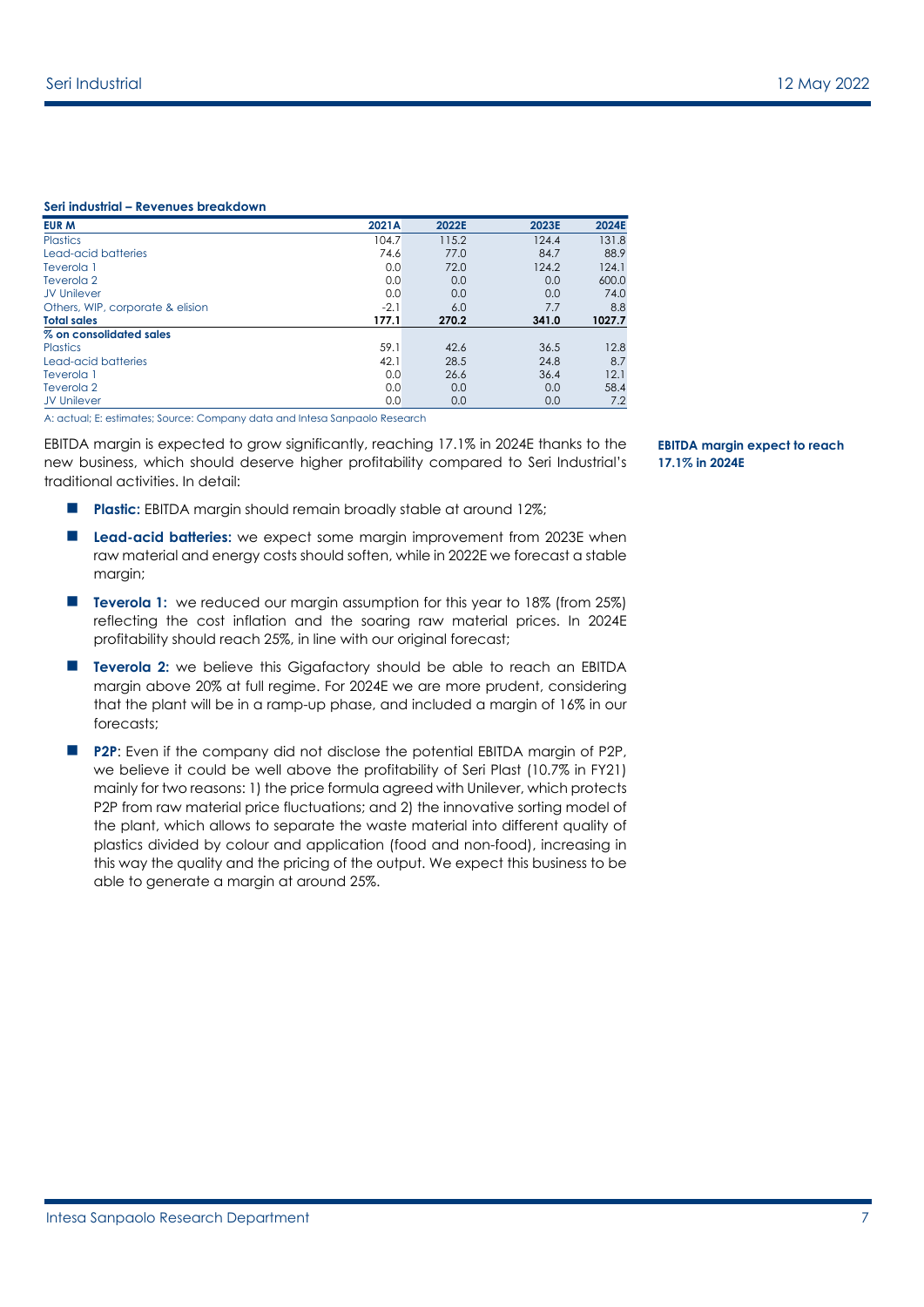**Seri industrial – Revenues breakdown**

| EUR M | 2021A | 2022E | 2023E | 2024E |
|---|---|---|---|---|
| Plastics | 104.7 | 115.2 | 124.4 | 131.8 |
| Lead-acid batteries | 74.6 | 77.0 | 84.7 | 88.9 |
| Teverola 1 | 0.0 | 72.0 | 124.2 | 124.1 |
| Teverola 2 | 0.0 | 0.0 | 0.0 | 600.0 |
| JV Unilever | 0.0 | 0.0 | 0.0 | 74.0 |
| Others, WIP, corporate & elision | -2.1 | 6.0 | 7.7 | 8.8 |
| **Total sales** | **177.1** | **270.2** | **341.0** | **1027.7** |
| **% on consolidated sales** | | | | |
| Plastics | 59.1 | 42.6 | 36.5 | 12.8 |
| Lead-acid batteries | 42.1 | 28.5 | 24.8 | 8.7 |
| Teverola 1 | 0.0 | 26.6 | 36.4 | 12.1 |
| Teverola 2 | 0.0 | 0.0 | 0.0 | 58.4 |
| JV Unilever | 0.0 | 0.0 | 0.0 | 7.2 |

A: actual; E: estimates; Source: Company data and Intesa Sanpaolo Research

**EBITDA margin expect to reach 17.1% in 2024E**

EBITDA margin is expected to grow significantly, reaching 17.1% in 2024E thanks to the new business, which should deserve higher profitability compared to Seri Industrial's traditional activities. In detail:

- **Plastic:** EBITDA margin should remain broadly stable at around 12%;
- **Lead-acid batteries:** we expect some margin improvement from 2023E when raw material and energy costs should soften, while in 2022E we forecast a stable margin;
- **Teverola 1:** we reduced our margin assumption for this year to 18% (from 25%) reflecting the cost inflation and the soaring raw material prices. In 2024E profitability should reach 25%, in line with our original forecast;
- **Teverola 2:** we believe this Gigafactory should be able to reach an EBITDA margin above 20% at full regime. For 2024E we are more prudent, considering that the plant will be in a ramp-up phase, and included a margin of 16% in our forecasts;
- **P2P**: Even if the company did not disclose the potential EBITDA margin of P2P, we believe it could be well above the profitability of Seri Plast (10.7% in FY21) mainly for two reasons: 1) the price formula agreed with Unilever, which protects P2P from raw material price fluctuations; and 2) the innovative sorting model of the plant, which allows to separate the waste material into different quality of plastics divided by colour and application (food and non-food), increasing in this way the quality and the pricing of the output. We expect this business to be able to generate a margin at around 25%.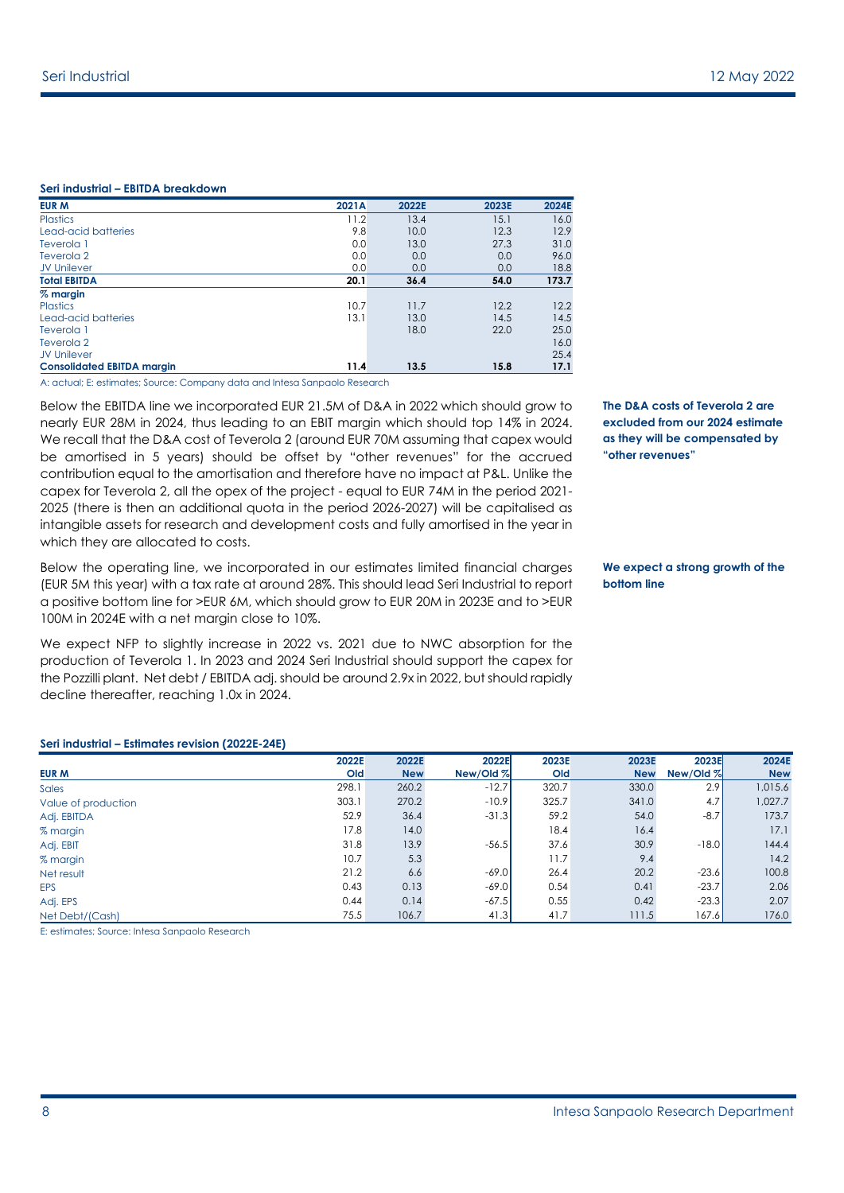**Seri industrial – EBITDA breakdown**

| EUR M | 2021A | 2022E | 2023E | 2024E |
|---|---|---|---|---|
| Plastics | 11.2 | 13.4 | 15.1 | 16.0 |
| Lead-acid batteries | 9.8 | 10.0 | 12.3 | 12.9 |
| Teverola 1 | 0.0 | 13.0 | 27.3 | 31.0 |
| Teverola 2 | 0.0 | 0.0 | 0.0 | 96.0 |
| JV Unilever | 0.0 | 0.0 | 0.0 | 18.8 |
| **Total EBITDA** | **20.1** | **36.4** | **54.0** | **173.7** |
| **% margin** | | | | |
| Plastics | 10.7 | 11.7 | 12.2 | 12.2 |
| Lead-acid batteries | 13.1 | 13.0 | 14.5 | 14.5 |
| Teverola 1 | | 18.0 | 22.0 | 25.0 |
| Teverola 2 | | | | 16.0 |
| JV Unilever | | | | 25.4 |
| **Consolidated EBITDA margin** | **11.4** | **13.5** | **15.8** | **17.1** |

A: actual; E: estimates; Source: Company data and Intesa Sanpaolo Research

**The D&A costs of Teverola 2 are excluded from our 2024 estimate as they will be compensated by "other revenues"**

Below the EBITDA line we incorporated EUR 21.5M of D&A in 2022 which should grow to nearly EUR 28M in 2024, thus leading to an EBIT margin which should top 14% in 2024. We recall that the D&A cost of Teverola 2 (around EUR 70M assuming that capex would be amortised in 5 years) should be offset by "other revenues" for the accrued contribution equal to the amortisation and therefore have no impact at P&L. Unlike the capex for Teverola 2, all the opex of the project - equal to EUR 74M in the period 2021-2025 (there is then an additional quota in the period 2026-2027) will be capitalised as intangible assets for research and development costs and fully amortised in the year in which they are allocated to costs.

**We expect a strong growth of the bottom line**

Below the operating line, we incorporated in our estimates limited financial charges (EUR 5M this year) with a tax rate at around 28%. This should lead Seri Industrial to report a positive bottom line for >EUR 6M, which should grow to EUR 20M in 2023E and to >EUR 100M in 2024E with a net margin close to 10%.

We expect NFP to slightly increase in 2022 vs. 2021 due to NWC absorption for the production of Teverola 1. In 2023 and 2024 Seri Industrial should support the capex for the Pozzilli plant. Net debt / EBITDA adj. should be around 2.9x in 2022, but should rapidly decline thereafter, reaching 1.0x in 2024.

**Seri industrial – Estimates revision (2022E-24E)**

| EUR M | 2022E Old | 2022E New | 2022E New/Old % | 2023E Old | 2023E New | 2023E New/Old % | 2024E New |
|---|---|---|---|---|---|---|---|
| Sales | 298.1 | 260.2 | -12.7 | 320.7 | 330.0 | 2.9 | 1,015.6 |
| Value of production | 303.1 | 270.2 | -10.9 | 325.7 | 341.0 | 4.7 | 1,027.7 |
| Adj. EBITDA | 52.9 | 36.4 | -31.3 | 59.2 | 54.0 | -8.7 | 173.7 |
| % margin | 17.8 | 14.0 | | 18.4 | 16.4 | | 17.1 |
| Adj. EBIT | 31.8 | 13.9 | -56.5 | 37.6 | 30.9 | -18.0 | 144.4 |
| % margin | 10.7 | 5.3 | | 11.7 | 9.4 | | 14.2 |
| Net result | 21.2 | 6.6 | -69.0 | 26.4 | 20.2 | -23.6 | 100.8 |
| EPS | 0.43 | 0.13 | -69.0 | 0.54 | 0.41 | -23.7 | 2.06 |
| Adj. EPS | 0.44 | 0.14 | -67.5 | 0.55 | 0.42 | -23.3 | 2.07 |
| Net Debt/(Cash) | 75.5 | 106.7 | 41.3 | 41.7 | 111.5 | 167.6 | 176.0 |

E: estimates; Source: Intesa Sanpaolo Research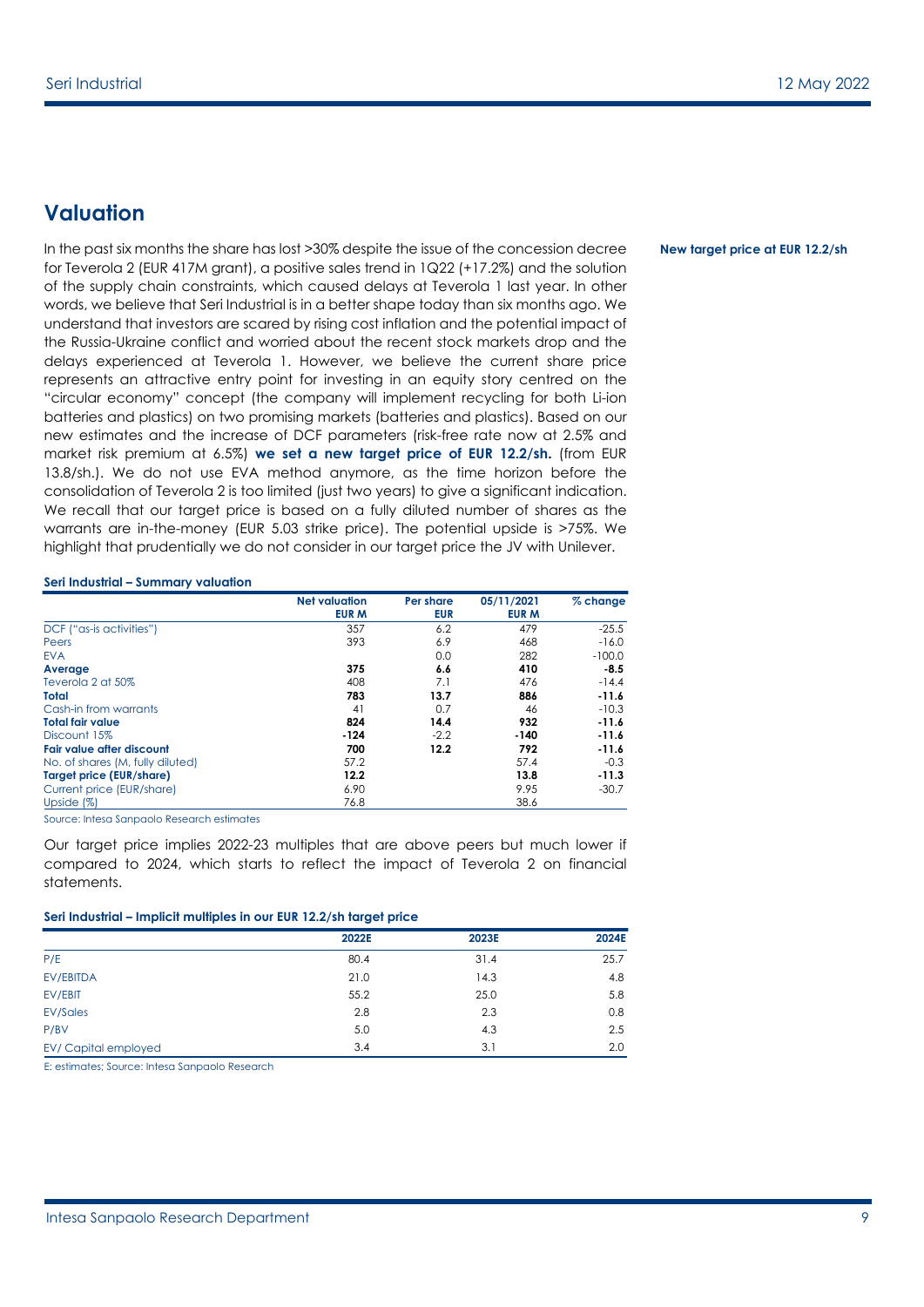## Valuation

In the past six months the share has lost >30% despite the issue of the concession decree for Teverola 2 (EUR 417M grant), a positive sales trend in 1Q22 (+17.2%) and the solution of the supply chain constraints, which caused delays at Teverola 1 last year. In other words, we believe that Seri Industrial is in a better shape today than six months ago. We understand that investors are scared by rising cost inflation and the potential impact of the Russia-Ukraine conflict and worried about the recent stock markets drop and the delays experienced at Teverola 1. However, we believe the current share price represents an attractive entry point for investing in an equity story centred on the "circular economy" concept (the company will implement recycling for both Li-ion batteries and plastics) on two promising markets (batteries and plastics). Based on our new estimates and the increase of DCF parameters (risk-free rate now at 2.5% and market risk premium at 6.5%) **we set a new target price of EUR 12.2/sh.** (from EUR 13.8/sh.). We do not use EVA method anymore, as the time horizon before the consolidation of Teverola 2 is too limited (just two years) to give a significant indication. We recall that our target price is based on a fully diluted number of shares as the warrants are in-the-money (EUR 5.03 strike price). The potential upside is >75%. We highlight that prudentially we do not consider in our target price the JV with Unilever.

**New target price at EUR 12.2/sh**

**Seri Industrial – Summary valuation**

| | Net valuation EUR M | Per share EUR | 05/11/2021 EUR M | % change |
|---|---|---|---|---|
| DCF ("as-is activities") | 357 | 6.2 | 479 | -25.5 |
| Peers | 393 | 6.9 | 468 | -16.0 |
| EVA | | 0.0 | 282 | -100.0 |
| **Average** | **375** | **6.6** | **410** | **-8.5** |
| Teverola 2 at 50% | 408 | 7.1 | 476 | -14.4 |
| **Total** | **783** | **13.7** | **886** | **-11.6** |
| Cash-in from warrants | 41 | 0.7 | 46 | -10.3 |
| **Total fair value** | **824** | **14.4** | **932** | **-11.6** |
| Discount 15% | -124 | -2.2 | -140 | -11.6 |
| **Fair value after discount** | **700** | **12.2** | **792** | **-11.6** |
| No. of shares (M, fully diluted) | 57.2 | | 57.4 | -0.3 |
| **Target price (EUR/share)** | **12.2** | | **13.8** | **-11.3** |
| Current price (EUR/share) | 6.90 | | 9.95 | -30.7 |
| Upside (%) | 76.8 | | 38.6 | |

Source: Intesa Sanpaolo Research estimates

Our target price implies 2022-23 multiples that are above peers but much lower if compared to 2024, which starts to reflect the impact of Teverola 2 on financial statements.

**Seri Industrial – Implicit multiples in our EUR 12.2/sh target price**

| | 2022E | 2023E | 2024E |
|---|---|---|---|
| P/E | 80.4 | 31.4 | 25.7 |
| EV/EBITDA | 21.0 | 14.3 | 4.8 |
| EV/EBIT | 55.2 | 25.0 | 5.8 |
| EV/Sales | 2.8 | 2.3 | 0.8 |
| P/BV | 5.0 | 4.3 | 2.5 |
| EV/ Capital employed | 3.4 | 3.1 | 2.0 |

E: estimates; Source: Intesa Sanpaolo Research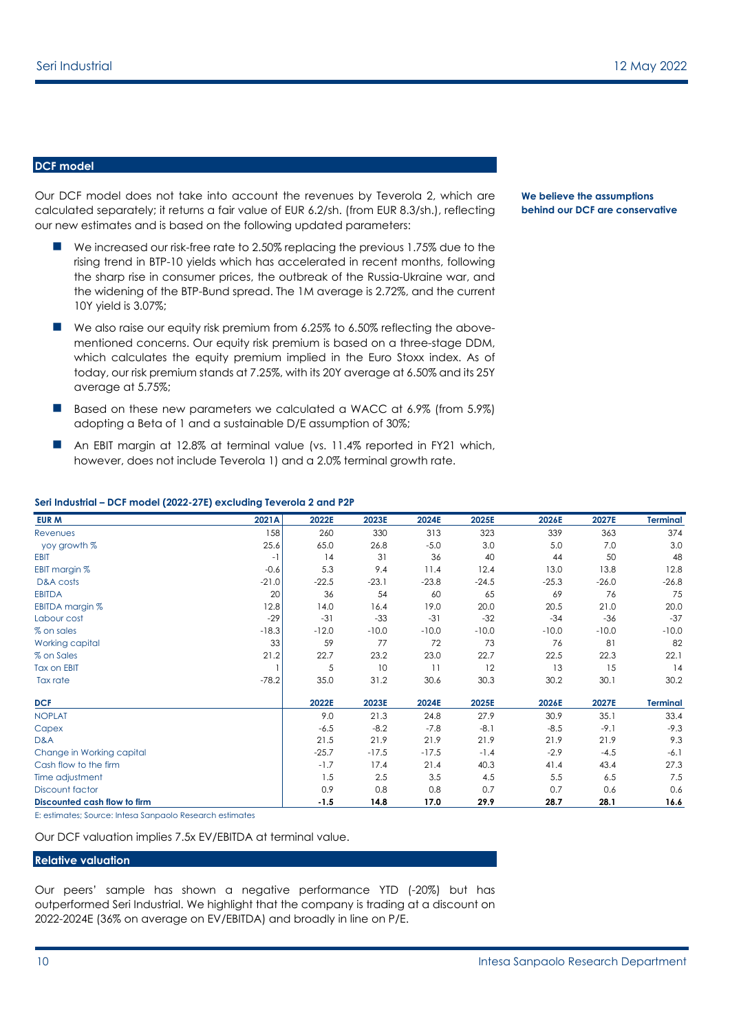## DCF model

Our DCF model does not take into account the revenues by Teverola 2, which are calculated separately; it returns a fair value of EUR 6.2/sh. (from EUR 8.3/sh.), reflecting our new estimates and is based on the following updated parameters:

**We believe the assumptions behind our DCF are conservative**

- We increased our risk-free rate to 2.50% replacing the previous 1.75% due to the rising trend in BTP-10 yields which has accelerated in recent months, following the sharp rise in consumer prices, the outbreak of the Russia-Ukraine war, and the widening of the BTP-Bund spread. The 1M average is 2.72%, and the current 10Y yield is 3.07%;
- We also raise our equity risk premium from 6.25% to 6.50% reflecting the above-mentioned concerns. Our equity risk premium is based on a three-stage DDM, which calculates the equity premium implied in the Euro Stoxx index. As of today, our risk premium stands at 7.25%, with its 20Y average at 6.50% and its 25Y average at 5.75%;
- Based on these new parameters we calculated a WACC at 6.9% (from 5.9%) adopting a Beta of 1 and a sustainable D/E assumption of 30%;
- An EBIT margin at 12.8% at terminal value (vs. 11.4% reported in FY21 which, however, does not include Teverola 1) and a 2.0% terminal growth rate.

**Seri Industrial – DCF model (2022-27E) excluding Teverola 2 and P2P**

| EUR M | 2021A | 2022E | 2023E | 2024E | 2025E | 2026E | 2027E | Terminal |
|---|---|---|---|---|---|---|---|---|
| Revenues | 158 | 260 | 330 | 313 | 323 | 339 | 363 | 374 |
| yoy growth % | 25.6 | 65.0 | 26.8 | -5.0 | 3.0 | 5.0 | 7.0 | 3.0 |
| EBIT | -1 | 14 | 31 | 36 | 40 | 44 | 50 | 48 |
| EBIT margin % | -0.6 | 5.3 | 9.4 | 11.4 | 12.4 | 13.0 | 13.8 | 12.8 |
| D&A costs | -21.0 | -22.5 | -23.1 | -23.8 | -24.5 | -25.3 | -26.0 | -26.8 |
| EBITDA | 20 | 36 | 54 | 60 | 65 | 69 | 76 | 75 |
| EBITDA margin % | 12.8 | 14.0 | 16.4 | 19.0 | 20.0 | 20.5 | 21.0 | 20.0 |
| Labour cost | -29 | -31 | -33 | -31 | -32 | -34 | -36 | -37 |
| % on sales | -18.3 | -12.0 | -10.0 | -10.0 | -10.0 | -10.0 | -10.0 | -10.0 |
| Working capital | 33 | 59 | 77 | 72 | 73 | 76 | 81 | 82 |
| % on Sales | 21.2 | 22.7 | 23.2 | 23.0 | 22.7 | 22.5 | 22.3 | 22.1 |
| Tax on EBIT | 1 | 5 | 10 | 11 | 12 | 13 | 15 | 14 |
| Tax rate | -78.2 | 35.0 | 31.2 | 30.6 | 30.3 | 30.2 | 30.1 | 30.2 |
| **DCF** | | **2022E** | **2023E** | **2024E** | **2025E** | **2026E** | **2027E** | **Terminal** |
| NOPLAT | | 9.0 | 21.3 | 24.8 | 27.9 | 30.9 | 35.1 | 33.4 |
| Capex | | -6.5 | -8.2 | -7.8 | -8.1 | -8.5 | -9.1 | -9.3 |
| D&A | | 21.5 | 21.9 | 21.9 | 21.9 | 21.9 | 21.9 | 9.3 |
| Change in Working capital | | -25.7 | -17.5 | -17.5 | -1.4 | -2.9 | -4.5 | -6.1 |
| Cash flow to the firm | | -1.7 | 17.4 | 21.4 | 40.3 | 41.4 | 43.4 | 27.3 |
| Time adjustment | | 1.5 | 2.5 | 3.5 | 4.5 | 5.5 | 6.5 | 7.5 |
| Discount factor | | 0.9 | 0.8 | 0.8 | 0.7 | 0.7 | 0.6 | 0.6 |
| **Discounted cash flow to firm** | | **-1.5** | **14.8** | **17.0** | **29.9** | **28.7** | **28.1** | **16.6** |

E: estimates; Source: Intesa Sanpaolo Research estimates

Our DCF valuation implies 7.5x EV/EBITDA at terminal value.

## Relative valuation

Our peers' sample has shown a negative performance YTD (-20%) but has outperformed Seri Industrial. We highlight that the company is trading at a discount on 2022-2024E (36% on average on EV/EBITDA) and broadly in line on P/E.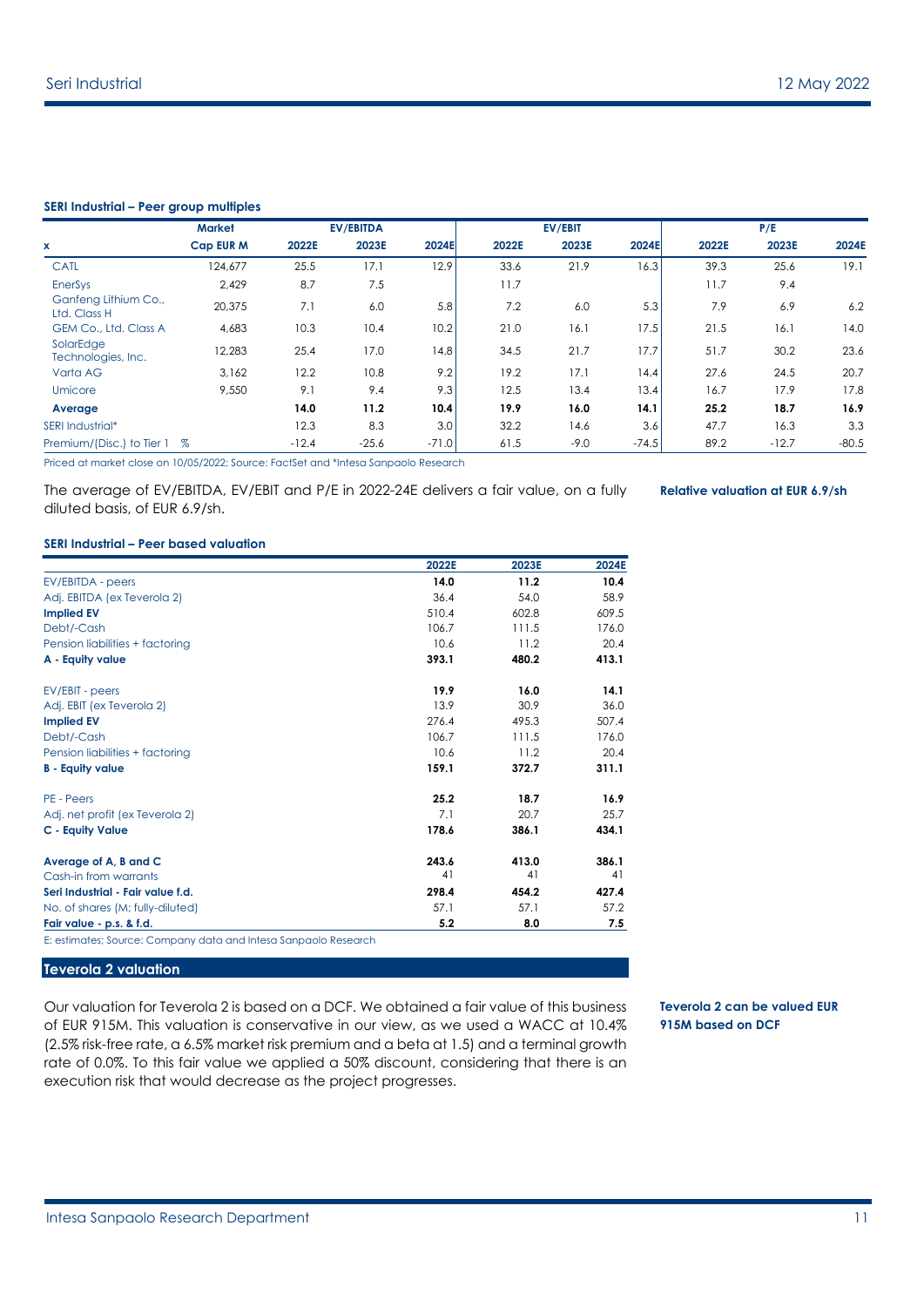**SERI Industrial – Peer group multiples**

| x | Market Cap EUR M | EV/EBITDA 2022E | EV/EBITDA 2023E | EV/EBITDA 2024E | EV/EBIT 2022E | EV/EBIT 2023E | EV/EBIT 2024E | P/E 2022E | P/E 2023E | P/E 2024E |
|---|---|---|---|---|---|---|---|---|---|---|
| CATL | 124,677 | 25.5 | 17.1 | 12.9 | 33.6 | 21.9 | 16.3 | 39.3 | 25.6 | 19.1 |
| EnerSys | 2,429 | 8.7 | 7.5 | | 11.7 | | | 11.7 | 9.4 | |
| Ganfeng Lithium Co., Ltd. Class H | 20,375 | 7.1 | 6.0 | 5.8 | 7.2 | 6.0 | 5.3 | 7.9 | 6.9 | 6.2 |
| GEM Co., Ltd. Class A | 4,683 | 10.3 | 10.4 | 10.2 | 21.0 | 16.1 | 17.5 | 21.5 | 16.1 | 14.0 |
| SolarEdge Technologies, Inc. | 12,283 | 25.4 | 17.0 | 14.8 | 34.5 | 21.7 | 17.7 | 51.7 | 30.2 | 23.6 |
| Varta AG | 3,162 | 12.2 | 10.8 | 9.2 | 19.2 | 17.1 | 14.4 | 27.6 | 24.5 | 20.7 |
| Umicore | 9,550 | 9.1 | 9.4 | 9.3 | 12.5 | 13.4 | 13.4 | 16.7 | 17.9 | 17.8 |
| **Average** | | **14.0** | **11.2** | **10.4** | **19.9** | **16.0** | **14.1** | **25.2** | **18.7** | **16.9** |
| SERI Industrial* | | 12.3 | 8.3 | 3.0 | 32.2 | 14.6 | 3.6 | 47.7 | 16.3 | 3.3 |
| Premium/(Disc.) to Tier 1 | % | -12.4 | -25.6 | -71.0 | 61.5 | -9.0 | -74.5 | 89.2 | -12.7 | -80.5 |

Priced at market close on 10/05/2022; Source: FactSet and *Intesa Sanpaolo Research

**Relative valuation at EUR 6.9/sh**

The average of EV/EBITDA, EV/EBIT and P/E in 2022-24E delivers a fair value, on a fully diluted basis, of EUR 6.9/sh.

**SERI Industrial – Peer based valuation**

| | 2022E | 2023E | 2024E |
|---|---|---|---|
| EV/EBITDA - peers | **14.0** | **11.2** | **10.4** |
| Adj. EBITDA (ex Teverola 2) | 36.4 | 54.0 | 58.9 |
| **Implied EV** | 510.4 | 602.8 | 609.5 |
| Debt/-Cash | 106.7 | 111.5 | 176.0 |
| Pension liabilities + factoring | 10.6 | 11.2 | 20.4 |
| **A - Equity value** | **393.1** | **480.2** | **413.1** |
| | | | |
| EV/EBIT - peers | **19.9** | **16.0** | **14.1** |
| Adj. EBIT (ex Teverola 2) | 13.9 | 30.9 | 36.0 |
| **Implied EV** | 276.4 | 495.3 | 507.4 |
| Debt/-Cash | 106.7 | 111.5 | 176.0 |
| Pension liabilities + factoring | 10.6 | 11.2 | 20.4 |
| **B - Equity value** | **159.1** | **372.7** | **311.1** |
| | | | |
| PE - Peers | **25.2** | **18.7** | **16.9** |
| Adj. net profit (ex Teverola 2) | 7.1 | 20.7 | 25.7 |
| **C - Equity Value** | **178.6** | **386.1** | **434.1** |
| | | | |
| **Average of A, B and C** | **243.6** | **413.0** | **386.1** |
| Cash-in from warrants | 41 | 41 | 41 |
| **Seri Industrial - Fair value f.d.** | **298.4** | **454.2** | **427.4** |
| No. of shares (M; fully-diluted) | 57.1 | 57.1 | 57.2 |
| **Fair value - p.s. & f.d.** | **5.2** | **8.0** | **7.5** |

E: estimates; Source: Company data and Intesa Sanpaolo Research

## Teverola 2 valuation

**Teverola 2 can be valued EUR 915M based on DCF**

Our valuation for Teverola 2 is based on a DCF. We obtained a fair value of this business of EUR 915M. This valuation is conservative in our view, as we used a WACC at 10.4% (2.5% risk-free rate, a 6.5% market risk premium and a beta at 1.5) and a terminal growth rate of 0.0%. To this fair value we applied a 50% discount, considering that there is an execution risk that would decrease as the project progresses.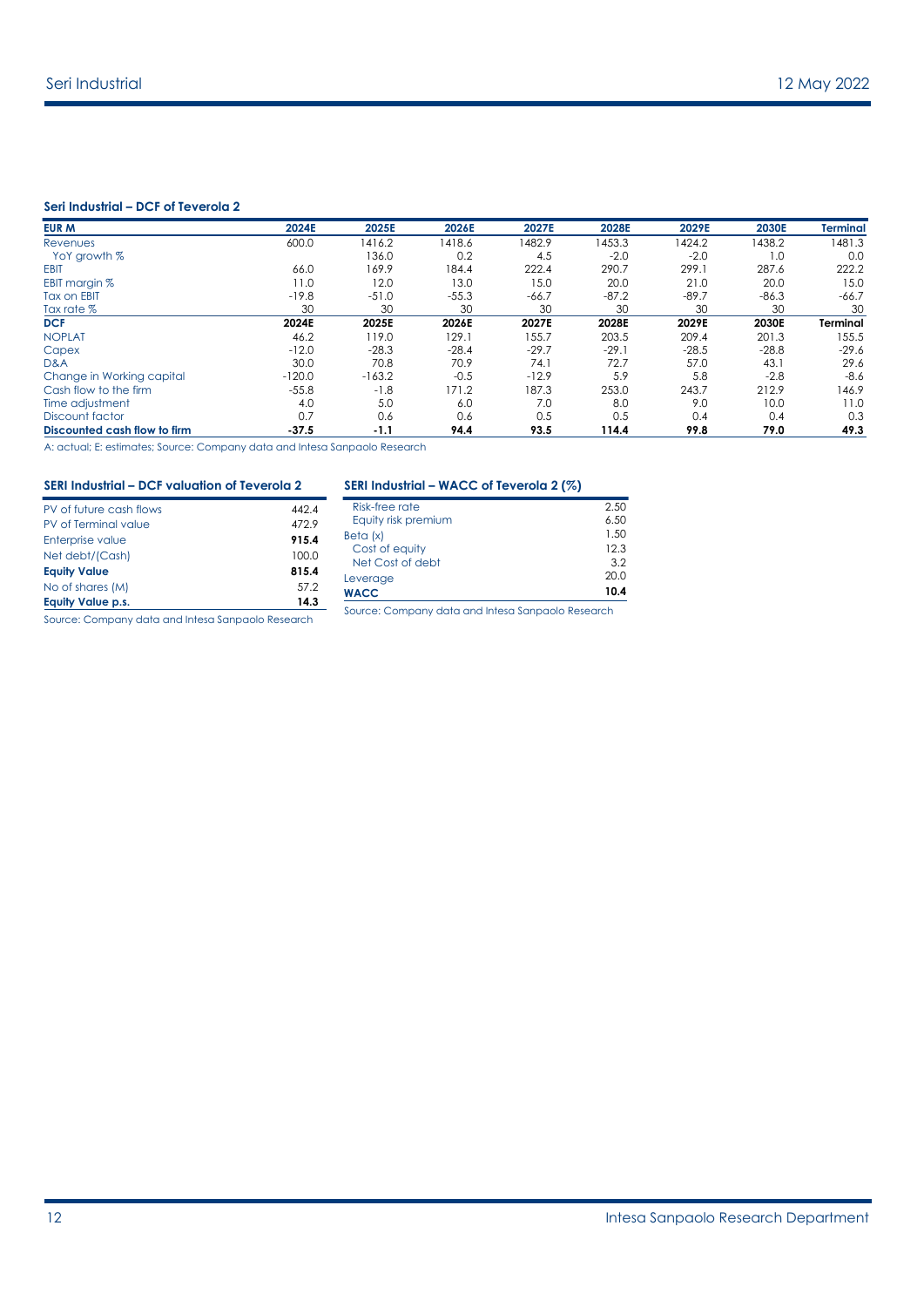**Seri Industrial – DCF of Teverola 2**

| EUR M | 2024E | 2025E | 2026E | 2027E | 2028E | 2029E | 2030E | Terminal |
|---|---|---|---|---|---|---|---|---|
| Revenues | 600.0 | 1416.2 | 1418.6 | 1482.9 | 1453.3 | 1424.2 | 1438.2 | 1481.3 |
| YoY growth % | | 136.0 | 0.2 | 4.5 | -2.0 | -2.0 | 1.0 | 0.0 |
| EBIT | 66.0 | 169.9 | 184.4 | 222.4 | 290.7 | 299.1 | 287.6 | 222.2 |
| EBIT margin % | 11.0 | 12.0 | 13.0 | 15.0 | 20.0 | 21.0 | 20.0 | 15.0 |
| Tax on EBIT | -19.8 | -51.0 | -55.3 | -66.7 | -87.2 | -89.7 | -86.3 | -66.7 |
| Tax rate % | 30 | 30 | 30 | 30 | 30 | 30 | 30 | 30 |
| **DCF** | **2024E** | **2025E** | **2026E** | **2027E** | **2028E** | **2029E** | **2030E** | **Terminal** |
| NOPLAT | 46.2 | 119.0 | 129.1 | 155.7 | 203.5 | 209.4 | 201.3 | 155.5 |
| Capex | -12.0 | -28.3 | -28.4 | -29.7 | -29.1 | -28.5 | -28.8 | -29.6 |
| D&A | 30.0 | 70.8 | 70.9 | 74.1 | 72.7 | 57.0 | 43.1 | 29.6 |
| Change in Working capital | -120.0 | -163.2 | -0.5 | -12.9 | 5.9 | 5.8 | -2.8 | -8.6 |
| Cash flow to the firm | -55.8 | -1.8 | 171.2 | 187.3 | 253.0 | 243.7 | 212.9 | 146.9 |
| Time adjustment | 4.0 | 5.0 | 6.0 | 7.0 | 8.0 | 9.0 | 10.0 | 11.0 |
| Discount factor | 0.7 | 0.6 | 0.6 | 0.5 | 0.5 | 0.4 | 0.4 | 0.3 |
| **Discounted cash flow to firm** | **-37.5** | **-1.1** | **94.4** | **93.5** | **114.4** | **99.8** | **79.0** | **49.3** |

A: actual; E: estimates; Source: Company data and Intesa Sanpaolo Research

**SERI Industrial – DCF valuation of Teverola 2**

| | |
|---|---|
| PV of future cash flows | 442.4 |
| PV of Terminal value | 472.9 |
| **Enterprise value** | **915.4** |
| Net debt/(Cash) | 100.0 |
| **Equity Value** | **815.4** |
| No of shares (M) | 57.2 |
| **Equity Value p.s.** | **14.3** |

Source: Company data and Intesa Sanpaolo Research

**SERI Industrial – WACC of Teverola 2 (%)**

| | |
|---|---|
| Risk-free rate | 2.50 |
| Equity risk premium | 6.50 |
| Beta (x) | 1.50 |
| Cost of equity | 12.3 |
| Net Cost of debt | 3.2 |
| Leverage | 20.0 |
| **WACC** | **10.4** |

Source: Company data and Intesa Sanpaolo Research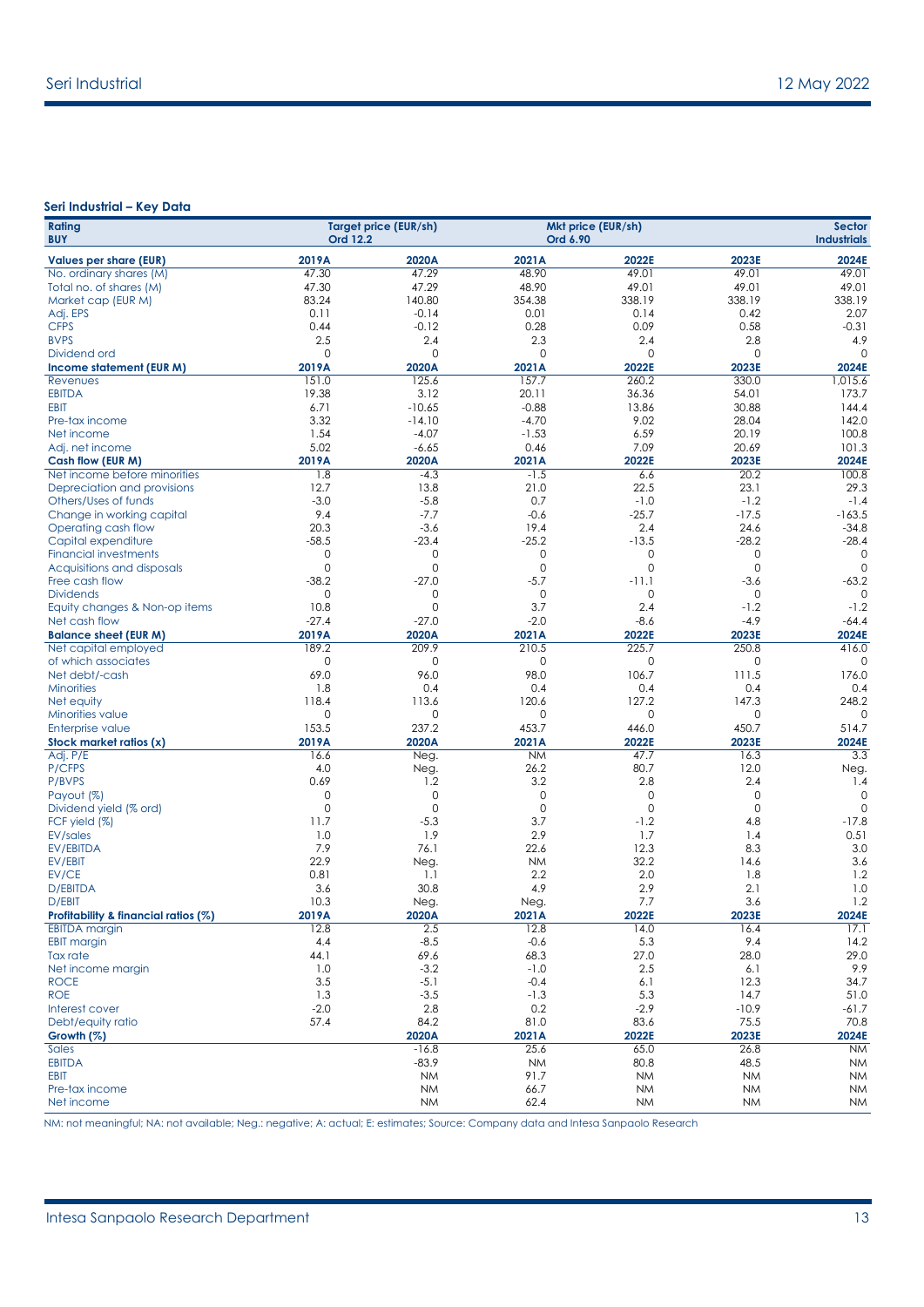## Seri Industrial – Key Data

| Rating | Target price (EUR/sh) | | Mkt price (EUR/sh) | | Sector |
|---|---|---|---|---|---|
| BUY | Ord 12.2 | | Ord 6.90 | | Industrials |

| Values per share (EUR) | 2019A | 2020A | 2021A | 2022E | 2023E | 2024E |
|---|---|---|---|---|---|---|
| No. ordinary shares (M) | 47.30 | 47.29 | 48.90 | 49.01 | 49.01 | 49.01 |
| Total no. of shares (M) | 47.30 | 47.29 | 48.90 | 49.01 | 49.01 | 49.01 |
| Market cap (EUR M) | 83.24 | 140.80 | 354.38 | 338.19 | 338.19 | 338.19 |
| Adj. EPS | 0.11 | -0.14 | 0.01 | 0.14 | 0.42 | 2.07 |
| CFPS | 0.44 | -0.12 | 0.28 | 0.09 | 0.58 | -0.31 |
| BVPS | 2.5 | 2.4 | 2.3 | 2.4 | 2.8 | 4.9 |
| Dividend ord | 0 | 0 | 0 | 0 | 0 | 0 |
| **Income statement (EUR M)** | **2019A** | **2020A** | **2021A** | **2022E** | **2023E** | **2024E** |
| Revenues | 151.0 | 125.6 | 157.7 | 260.2 | 330.0 | 1,015.6 |
| EBITDA | 19.38 | 3.12 | 20.11 | 36.36 | 54.01 | 173.7 |
| EBIT | 6.71 | -10.65 | -0.88 | 13.86 | 30.88 | 144.4 |
| Pre-tax income | 3.32 | -14.10 | -4.70 | 9.02 | 28.04 | 142.0 |
| Net income | 1.54 | -4.07 | -1.53 | 6.59 | 20.19 | 100.8 |
| Adj. net income | 5.02 | -6.65 | 0.46 | 7.09 | 20.69 | 101.3 |
| **Cash flow (EUR M)** | **2019A** | **2020A** | **2021A** | **2022E** | **2023E** | **2024E** |
| Net income before minorities | 1.8 | -4.3 | -1.5 | 6.6 | 20.2 | 100.8 |
| Depreciation and provisions | 12.7 | 13.8 | 21.0 | 22.5 | 23.1 | 29.3 |
| Others/Uses of funds | -3.0 | -5.8 | 0.7 | -1.0 | -1.2 | -1.4 |
| Change in working capital | 9.4 | -7.7 | -0.6 | -25.7 | -17.5 | -163.5 |
| Operating cash flow | 20.3 | -3.6 | 19.4 | 2.4 | 24.6 | -34.8 |
| Capital expenditure | -58.5 | -23.4 | -25.2 | -13.5 | -28.2 | -28.4 |
| Financial investments | 0 | 0 | 0 | 0 | 0 | 0 |
| Acquisitions and disposals | 0 | 0 | 0 | 0 | 0 | 0 |
| Free cash flow | -38.2 | -27.0 | -5.7 | -11.1 | -3.6 | -63.2 |
| Dividends | 0 | 0 | 0 | 0 | 0 | 0 |
| Equity changes & Non-op items | 10.8 | 0 | 3.7 | 2.4 | -1.2 | -1.2 |
| Net cash flow | -27.4 | -27.0 | -2.0 | -8.6 | -4.9 | -64.4 |
| **Balance sheet (EUR M)** | **2019A** | **2020A** | **2021A** | **2022E** | **2023E** | **2024E** |
| Net capital employed | 189.2 | 209.9 | 210.5 | 225.7 | 250.8 | 416.0 |
| of which associates | 0 | 0 | 0 | 0 | 0 | 0 |
| Net debt/-cash | 69.0 | 96.0 | 98.0 | 106.7 | 111.5 | 176.0 |
| Minorities | 1.8 | 0.4 | 0.4 | 0.4 | 0.4 | 0.4 |
| Net equity | 118.4 | 113.6 | 120.6 | 127.2 | 147.3 | 248.2 |
| Minorities value | 0 | 0 | 0 | 0 | 0 | 0 |
| Enterprise value | 153.5 | 237.2 | 453.7 | 446.0 | 450.7 | 514.7 |
| **Stock market ratios (x)** | **2019A** | **2020A** | **2021A** | **2022E** | **2023E** | **2024E** |
| Adj. P/E | 16.6 | Neg. | NM | 47.7 | 16.3 | 3.3 |
| P/CFPS | 4.0 | Neg. | 26.2 | 80.7 | 12.0 | Neg. |
| P/BVPS | 0.69 | 1.2 | 3.2 | 2.8 | 2.4 | 1.4 |
| Payout (%) | 0 | 0 | 0 | 0 | 0 | 0 |
| Dividend yield (% ord) | 0 | 0 | 0 | 0 | 0 | 0 |
| FCF yield (%) | 11.7 | -5.3 | 3.7 | -1.2 | 4.8 | -17.8 |
| EV/sales | 1.0 | 1.9 | 2.9 | 1.7 | 1.4 | 0.51 |
| EV/EBITDA | 7.9 | 76.1 | 22.6 | 12.3 | 8.3 | 3.0 |
| EV/EBIT | 22.9 | Neg. | NM | 32.2 | 14.6 | 3.6 |
| EV/CE | 0.81 | 1.1 | 2.2 | 2.0 | 1.8 | 1.2 |
| D/EBITDA | 3.6 | 30.8 | 4.9 | 2.9 | 2.1 | 1.0 |
| D/EBIT | 10.3 | Neg. | Neg. | 7.7 | 3.6 | 1.2 |
| **Profitability & financial ratios (%)** | **2019A** | **2020A** | **2021A** | **2022E** | **2023E** | **2024E** |
| EBITDA margin | 12.8 | 2.5 | 12.8 | 14.0 | 16.4 | 17.1 |
| EBIT margin | 4.4 | -8.5 | -0.6 | 5.3 | 9.4 | 14.2 |
| Tax rate | 44.1 | 69.6 | 68.3 | 27.0 | 28.0 | 29.0 |
| Net income margin | 1.0 | -3.2 | -1.0 | 2.5 | 6.1 | 9.9 |
| ROCE | 3.5 | -5.1 | -0.4 | 6.1 | 12.3 | 34.7 |
| ROE | 1.3 | -3.5 | -1.3 | 5.3 | 14.7 | 51.0 |
| Interest cover | -2.0 | 2.8 | 0.2 | -2.9 | -10.9 | -61.7 |
| Debt/equity ratio | 57.4 | 84.2 | 81.0 | 83.6 | 75.5 | 70.8 |
| **Growth (%)** | | **2020A** | **2021A** | **2022E** | **2023E** | **2024E** |
| Sales | | -16.8 | 25.6 | 65.0 | 26.8 | NM |
| EBITDA | | -83.9 | NM | 80.8 | 48.5 | NM |
| EBIT | | NM | 91.7 | NM | NM | NM |
| Pre-tax income | | NM | 66.7 | NM | NM | NM |
| Net income | | NM | 62.4 | NM | NM | NM |

NM: not meaningful; NA: not available; Neg.: negative; A: actual; E: estimates; Source: Company data and Intesa Sanpaolo Research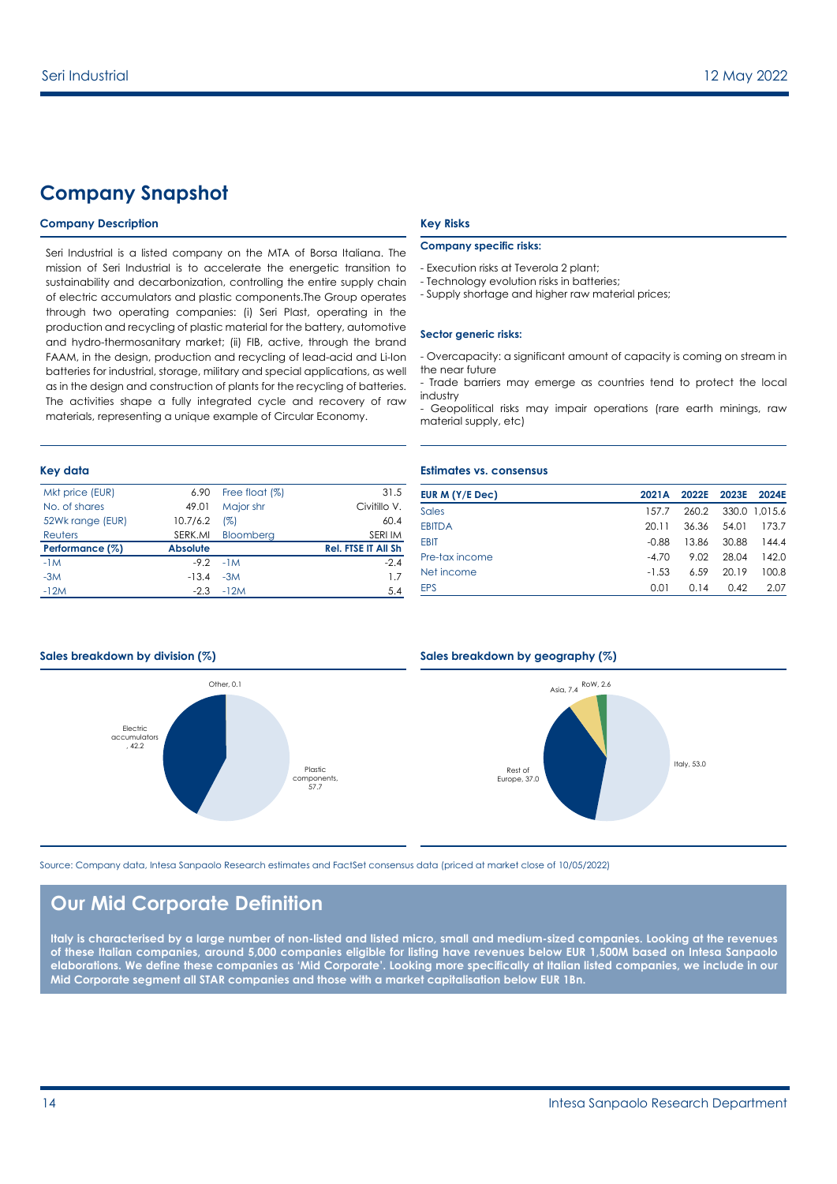# Company Snapshot

### Company Description

Seri Industrial is a listed company on the MTA of Borsa Italiana. The mission of Seri Industrial is to accelerate the energetic transition to sustainability and decarbonization, controlling the entire supply chain of electric accumulators and plastic components.The Group operates through two operating companies: (i) Seri Plast, operating in the production and recycling of plastic material for the battery, automotive and hydro-thermosanitary market; (ii) FIB, active, through the brand FAAM, in the design, production and recycling of lead-acid and Li-Ion batteries for industrial, storage, military and special applications, as well as in the design and construction of plants for the recycling of batteries. The activities shape a fully integrated cycle and recovery of raw materials, representing a unique example of Circular Economy.

### Key Risks

**Company specific risks:**

- Execution risks at Teverola 2 plant;
- Technology evolution risks in batteries;
- Supply shortage and higher raw material prices;

**Sector generic risks:**

- Overcapacity: a significant amount of capacity is coming on stream in the near future
- Trade barriers may emerge as countries tend to protect the local industry
- Geopolitical risks may impair operations (rare earth minings, raw material supply, etc)

### Key data

| Mkt price (EUR) | 6.90 | Free float (%) | 31.5 |
|---|---|---|---|
| No. of shares | 49.01 | Major shr | Civitillo V. |
| 52Wk range (EUR) | 10.7/6.2 | (%) | 60.4 |
| Reuters | SERK.MI | Bloomberg | SERI IM |
| **Performance (%)** | **Absolute** | | **Rel. FTSE IT All Sh** |
| -1M | -9.2 | -1M | -2.4 |
| -3M | -13.4 | -3M | 1.7 |
| -12M | -2.3 | -12M | 5.4 |

### Estimates vs. consensus

| EUR M (Y/E Dec) | 2021A | 2022E | 2023E | 2024E |
|---|---|---|---|---|
| Sales | 157.7 | 260.2 | 330.0 | 1,015.6 |
| EBITDA | 20.11 | 36.36 | 54.01 | 173.7 |
| EBIT | -0.88 | 13.86 | 30.88 | 144.4 |
| Pre-tax income | -4.70 | 9.02 | 28.04 | 142.0 |
| Net income | -1.53 | 6.59 | 20.19 | 100.8 |
| EPS | 0.01 | 0.14 | 0.42 | 2.07 |

### Sales breakdown by division (%)

| Division | % |
|---|---|
| Plastic components | 57.7 |
| Electric accumulators | 42.2 |
| Other | 0.1 |

### Sales breakdown by geography (%)

| Geography | % |
|---|---|
| Italy | 53.0 |
| Rest of Europe | 37.0 |
| Asia | 7.4 |
| RoW | 2.6 |

Source: Company data, Intesa Sanpaolo Research estimates and FactSet consensus data (priced at market close of 10/05/2022)

## Our Mid Corporate Definition

**Italy is characterised by a large number of non-listed and listed micro, small and medium-sized companies. Looking at the revenues of these Italian companies, around 5,000 companies eligible for listing have revenues below EUR 1,500M based on Intesa Sanpaolo elaborations. We define these companies as 'Mid Corporate'. Looking more specifically at Italian listed companies, we include in our Mid Corporate segment all STAR companies and those with a market capitalisation below EUR 1Bn.**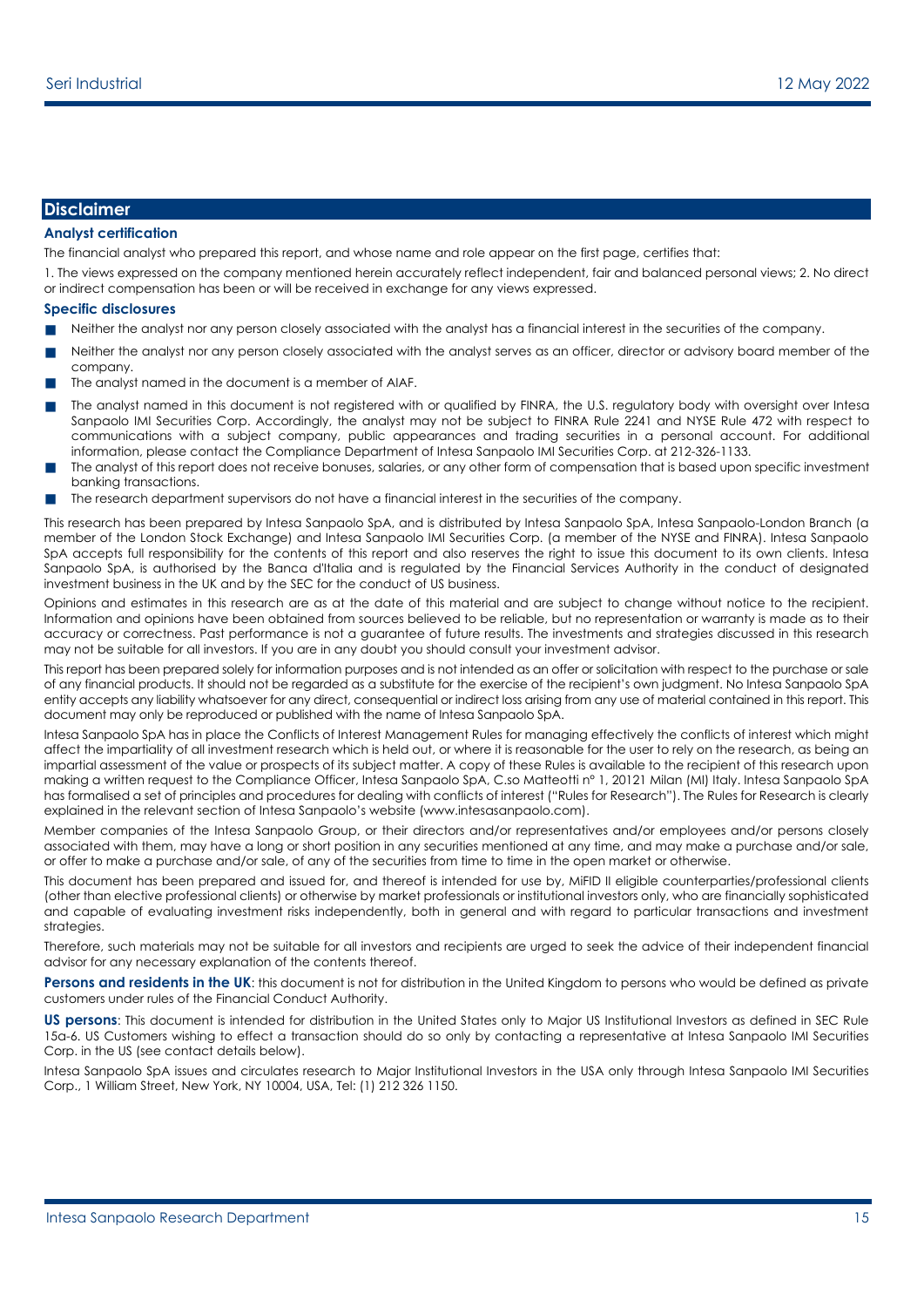## Disclaimer

### Analyst certification

The financial analyst who prepared this report, and whose name and role appear on the first page, certifies that:

1. The views expressed on the company mentioned herein accurately reflect independent, fair and balanced personal views; 2. No direct or indirect compensation has been or will be received in exchange for any views expressed.

### Specific disclosures

- Neither the analyst nor any person closely associated with the analyst has a financial interest in the securities of the company.
- Neither the analyst nor any person closely associated with the analyst serves as an officer, director or advisory board member of the company.
- The analyst named in the document is a member of AIAF.
- The analyst named in this document is not registered with or qualified by FINRA, the U.S. regulatory body with oversight over Intesa Sanpaolo IMI Securities Corp. Accordingly, the analyst may not be subject to FINRA Rule 2241 and NYSE Rule 472 with respect to communications with a subject company, public appearances and trading securities in a personal account. For additional information, please contact the Compliance Department of Intesa Sanpaolo IMI Securities Corp. at 212-326-1133.
- The analyst of this report does not receive bonuses, salaries, or any other form of compensation that is based upon specific investment banking transactions.
- The research department supervisors do not have a financial interest in the securities of the company.

This research has been prepared by Intesa Sanpaolo SpA, and is distributed by Intesa Sanpaolo SpA, Intesa Sanpaolo-London Branch (a member of the London Stock Exchange) and Intesa Sanpaolo IMI Securities Corp. (a member of the NYSE and FINRA). Intesa Sanpaolo SpA accepts full responsibility for the contents of this report and also reserves the right to issue this document to its own clients. Intesa Sanpaolo SpA, is authorised by the Banca d'Italia and is regulated by the Financial Services Authority in the conduct of designated investment business in the UK and by the SEC for the conduct of US business.

Opinions and estimates in this research are as at the date of this material and are subject to change without notice to the recipient. Information and opinions have been obtained from sources believed to be reliable, but no representation or warranty is made as to their accuracy or correctness. Past performance is not a guarantee of future results. The investments and strategies discussed in this research may not be suitable for all investors. If you are in any doubt you should consult your investment advisor.

This report has been prepared solely for information purposes and is not intended as an offer or solicitation with respect to the purchase or sale of any financial products. It should not be regarded as a substitute for the exercise of the recipient's own judgment. No Intesa Sanpaolo SpA entity accepts any liability whatsoever for any direct, consequential or indirect loss arising from any use of material contained in this report. This document may only be reproduced or published with the name of Intesa Sanpaolo SpA.

Intesa Sanpaolo SpA has in place the Conflicts of Interest Management Rules for managing effectively the conflicts of interest which might affect the impartiality of all investment research which is held out, or where it is reasonable for the user to rely on the research, as being an impartial assessment of the value or prospects of its subject matter. A copy of these Rules is available to the recipient of this research upon making a written request to the Compliance Officer, Intesa Sanpaolo SpA, C.so Matteotti n° 1, 20121 Milan (MI) Italy. Intesa Sanpaolo SpA has formalised a set of principles and procedures for dealing with conflicts of interest ("Rules for Research"). The Rules for Research is clearly explained in the relevant section of Intesa Sanpaolo's website (www.intesasanpaolo.com).

Member companies of the Intesa Sanpaolo Group, or their directors and/or representatives and/or employees and/or persons closely associated with them, may have a long or short position in any securities mentioned at any time, and may make a purchase and/or sale, or offer to make a purchase and/or sale, of any of the securities from time to time in the open market or otherwise.

This document has been prepared and issued for, and thereof is intended for use by, MiFID II eligible counterparties/professional clients (other than elective professional clients) or otherwise by market professionals or institutional investors only, who are financially sophisticated and capable of evaluating investment risks independently, both in general and with regard to particular transactions and investment strategies.

Therefore, such materials may not be suitable for all investors and recipients are urged to seek the advice of their independent financial advisor for any necessary explanation of the contents thereof.

**Persons and residents in the UK**: this document is not for distribution in the United Kingdom to persons who would be defined as private customers under rules of the Financial Conduct Authority.

**US persons**: This document is intended for distribution in the United States only to Major US Institutional Investors as defined in SEC Rule 15a-6. US Customers wishing to effect a transaction should do so only by contacting a representative at Intesa Sanpaolo IMI Securities Corp. in the US (see contact details below).

Intesa Sanpaolo SpA issues and circulates research to Major Institutional Investors in the USA only through Intesa Sanpaolo IMI Securities Corp., 1 William Street, New York, NY 10004, USA, Tel: (1) 212 326 1150.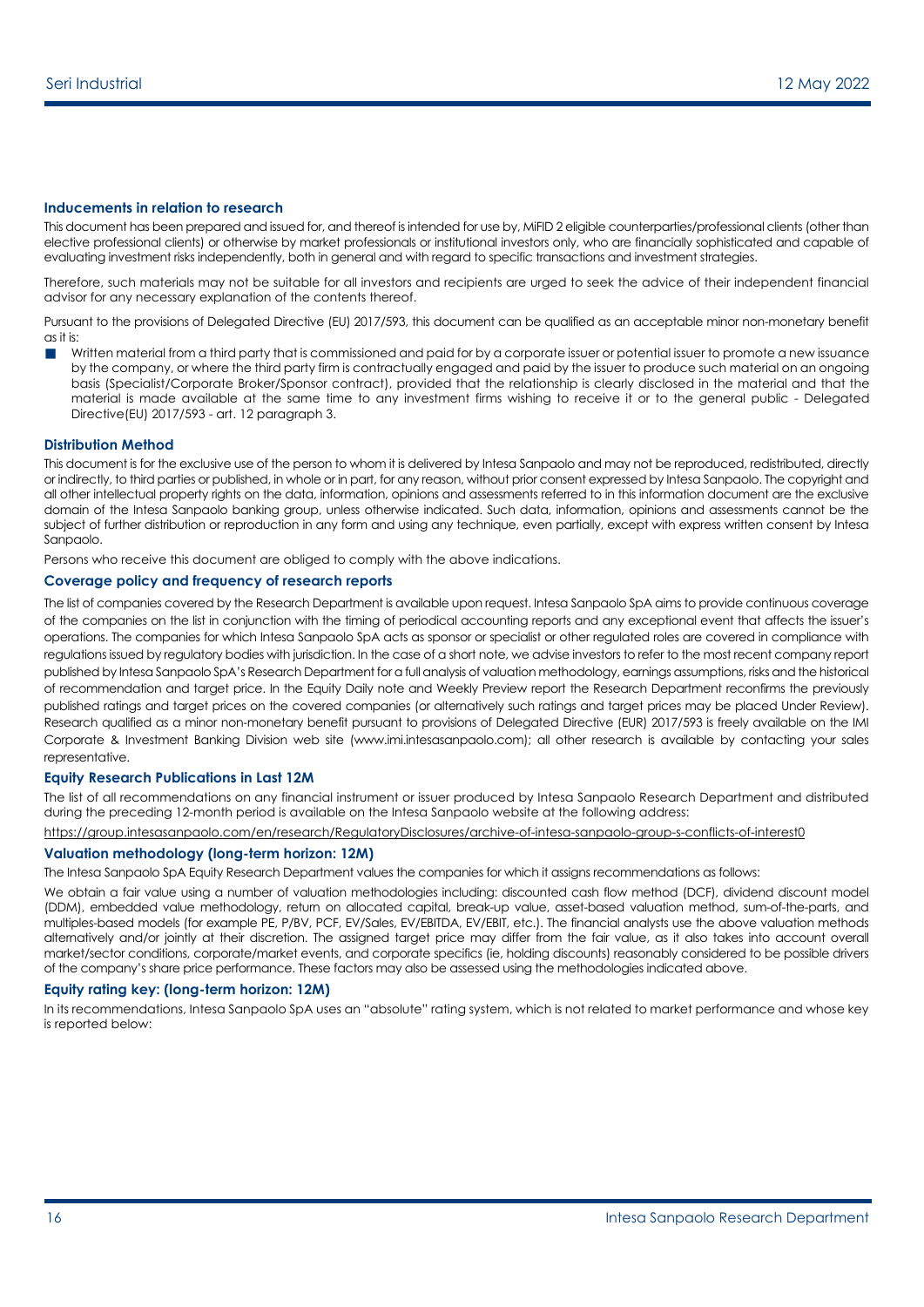### Inducements in relation to research

This document has been prepared and issued for, and thereof is intended for use by, MiFID 2 eligible counterparties/professional clients (other than elective professional clients) or otherwise by market professionals or institutional investors only, who are financially sophisticated and capable of evaluating investment risks independently, both in general and with regard to specific transactions and investment strategies.

Therefore, such materials may not be suitable for all investors and recipients are urged to seek the advice of their independent financial advisor for any necessary explanation of the contents thereof.

Pursuant to the provisions of Delegated Directive (EU) 2017/593, this document can be qualified as an acceptable minor non-monetary benefit as it is:

- Written material from a third party that is commissioned and paid for by a corporate issuer or potential issuer to promote a new issuance by the company, or where the third party firm is contractually engaged and paid by the issuer to produce such material on an ongoing basis (Specialist/Corporate Broker/Sponsor contract), provided that the relationship is clearly disclosed in the material and that the material is made available at the same time to any investment firms wishing to receive it or to the general public - Delegated Directive(EU) 2017/593 - art. 12 paragraph 3.

### Distribution Method

This document is for the exclusive use of the person to whom it is delivered by Intesa Sanpaolo and may not be reproduced, redistributed, directly or indirectly, to third parties or published, in whole or in part, for any reason, without prior consent expressed by Intesa Sanpaolo. The copyright and all other intellectual property rights on the data, information, opinions and assessments referred to in this information document are the exclusive domain of the Intesa Sanpaolo banking group, unless otherwise indicated. Such data, information, opinions and assessments cannot be the subject of further distribution or reproduction in any form and using any technique, even partially, except with express written consent by Intesa Sanpaolo.

Persons who receive this document are obliged to comply with the above indications.

### Coverage policy and frequency of research reports

The list of companies covered by the Research Department is available upon request. Intesa Sanpaolo SpA aims to provide continuous coverage of the companies on the list in conjunction with the timing of periodical accounting reports and any exceptional event that affects the issuer's operations. The companies for which Intesa Sanpaolo SpA acts as sponsor or specialist or other regulated roles are covered in compliance with regulations issued by regulatory bodies with jurisdiction. In the case of a short note, we advise investors to refer to the most recent company report published by Intesa Sanpaolo SpA's Research Department for a full analysis of valuation methodology, earnings assumptions, risks and the historical of recommendation and target price. In the Equity Daily note and Weekly Preview report the Research Department reconfirms the previously published ratings and target prices on the covered companies (or alternatively such ratings and target prices may be placed Under Review). Research qualified as a minor non-monetary benefit pursuant to provisions of Delegated Directive (EUR) 2017/593 is freely available on the IMI Corporate & Investment Banking Division web site (www.imi.intesasanpaolo.com); all other research is available by contacting your sales representative.

### Equity Research Publications in Last 12M

The list of all recommendations on any financial instrument or issuer produced by Intesa Sanpaolo Research Department and distributed during the preceding 12-month period is available on the Intesa Sanpaolo website at the following address:

https://group.intesasanpaolo.com/en/research/RegulatoryDisclosures/archive-of-intesa-sanpaolo-group-s-conflicts-of-interest0

### Valuation methodology (long-term horizon: 12M)

The Intesa Sanpaolo SpA Equity Research Department values the companies for which it assigns recommendations as follows:

We obtain a fair value using a number of valuation methodologies including: discounted cash flow method (DCF), dividend discount model (DDM), embedded value methodology, return on allocated capital, break-up value, asset-based valuation method, sum-of-the-parts, and multiples-based models (for example PE, P/BV, PCF, EV/Sales, EV/EBITDA, EV/EBIT, etc.). The financial analysts use the above valuation methods alternatively and/or jointly at their discretion. The assigned target price may differ from the fair value, as it also takes into account overall market/sector conditions, corporate/market events, and corporate specifics (ie, holding discounts) reasonably considered to be possible drivers of the company's share price performance. These factors may also be assessed using the methodologies indicated above.

### Equity rating key: (long-term horizon: 12M)

In its recommendations, Intesa Sanpaolo SpA uses an "absolute" rating system, which is not related to market performance and whose key is reported below: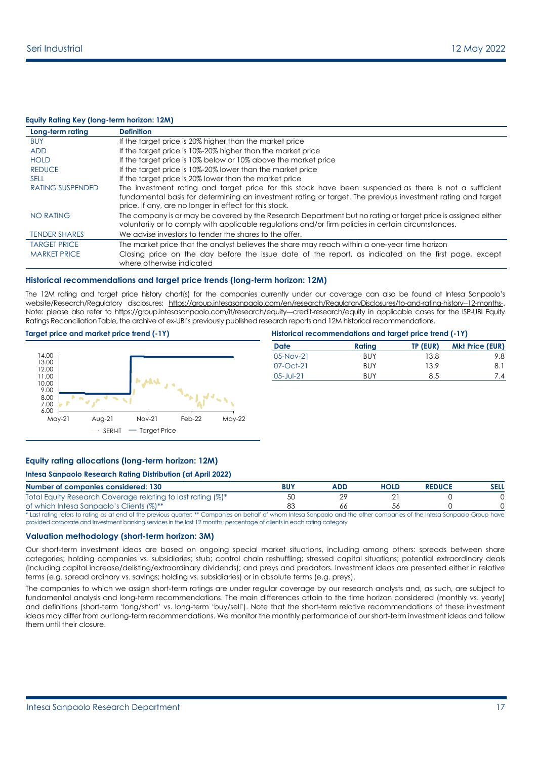#### Equity Rating Key (long-term horizon: 12M)

| Long-term rating | Definition |
|---|---|
| BUY | If the target price is 20% higher than the market price |
| ADD | If the target price is 10%-20% higher than the market price |
| HOLD | If the target price is 10% below or 10% above the market price |
| REDUCE | If the target price is 10%-20% lower than the market price |
| SELL | If the target price is 20% lower than the market price |
| RATING SUSPENDED | The investment rating and target price for this stock have been suspended as there is not a sufficient fundamental basis for determining an investment rating or target. The previous investment rating and target price, if any, are no longer in effect for this stock. |
| NO RATING | The company is or may be covered by the Research Department but no rating or target price is assigned either voluntarily or to comply with applicable regulations and/or firm policies in certain circumstances. |
| TENDER SHARES | We advise investors to tender the shares to the offer. |
| TARGET PRICE | The market price that the analyst believes the share may reach within a one-year time horizon |
| MARKET PRICE | Closing price on the day before the issue date of the report, as indicated on the first page, except where otherwise indicated |

### Historical recommendations and target price trends (long-term horizon: 12M)

The 12M rating and target price history chart(s) for the companies currently under our coverage can also be found at Intesa Sanpaolo's website/Research/Regulatory disclosures: https://group.intesasanpaolo.com/en/research/RegulatoryDisclosures/tp-and-rating-history--12-months-. Note: please also refer to https://group.intesasanpaolo.com/it/research/equity---credit-research/equity in applicable cases for the ISP-UBI Equity Ratings Reconciliation Table, the archive of ex-UBI's previously published research reports and 12M historical recommendations.

#### Target price and market price trend (-1Y)

#### Historical recommendations and target price trend (-1Y)

| Date | Rating | TP (EUR) | Mkt Price (EUR) |
|---|---|---|---|
| 05-Nov-21 | BUY | 13.8 | 9.8 |
| 07-Oct-21 | BUY | 13.9 | 8.1 |
| 05-Jul-21 | BUY | 8.5 | 7.4 |

### Equity rating allocations (long-term horizon: 12M)

#### Intesa Sanpaolo Research Rating Distribution (at April 2022)

| Number of companies considered: 130 | BUY | ADD | HOLD | REDUCE | SELL |
|---|---|---|---|---|---|
| Total Equity Research Coverage relating to last rating (%)* | 50 | 29 | 21 | 0 | 0 |
| of which Intesa Sanpaolo's Clients (%)** | 83 | 66 | 56 | 0 | 0 |

\* Last rating refers to rating as at end of the previous quarter; ** Companies on behalf of whom Intesa Sanpaolo and the other companies of the Intesa Sanpaolo Group have provided corporate and investment banking services in the last 12 months; percentage of clients in each rating category

### Valuation methodology (short-term horizon: 3M)

Our short-term investment ideas are based on ongoing special market situations, including among others: spreads between share categories; holding companies vs. subsidiaries; stub; control chain reshuffling; stressed capital situations; potential extraordinary deals (including capital increase/delisting/extraordinary dividends); and preys and predators. Investment ideas are presented either in relative terms (e.g. spread ordinary vs. savings; holding vs. subsidiaries) or in absolute terms (e.g. preys).

The companies to which we assign short-term ratings are under regular coverage by our research analysts and, as such, are subject to fundamental analysis and long-term recommendations. The main differences attain to the time horizon considered (monthly vs. yearly) and definitions (short-term 'long/short' vs. long-term 'buy/sell'). Note that the short-term relative recommendations of these investment ideas may differ from our long-term recommendations. We monitor the monthly performance of our short-term investment ideas and follow them until their closure.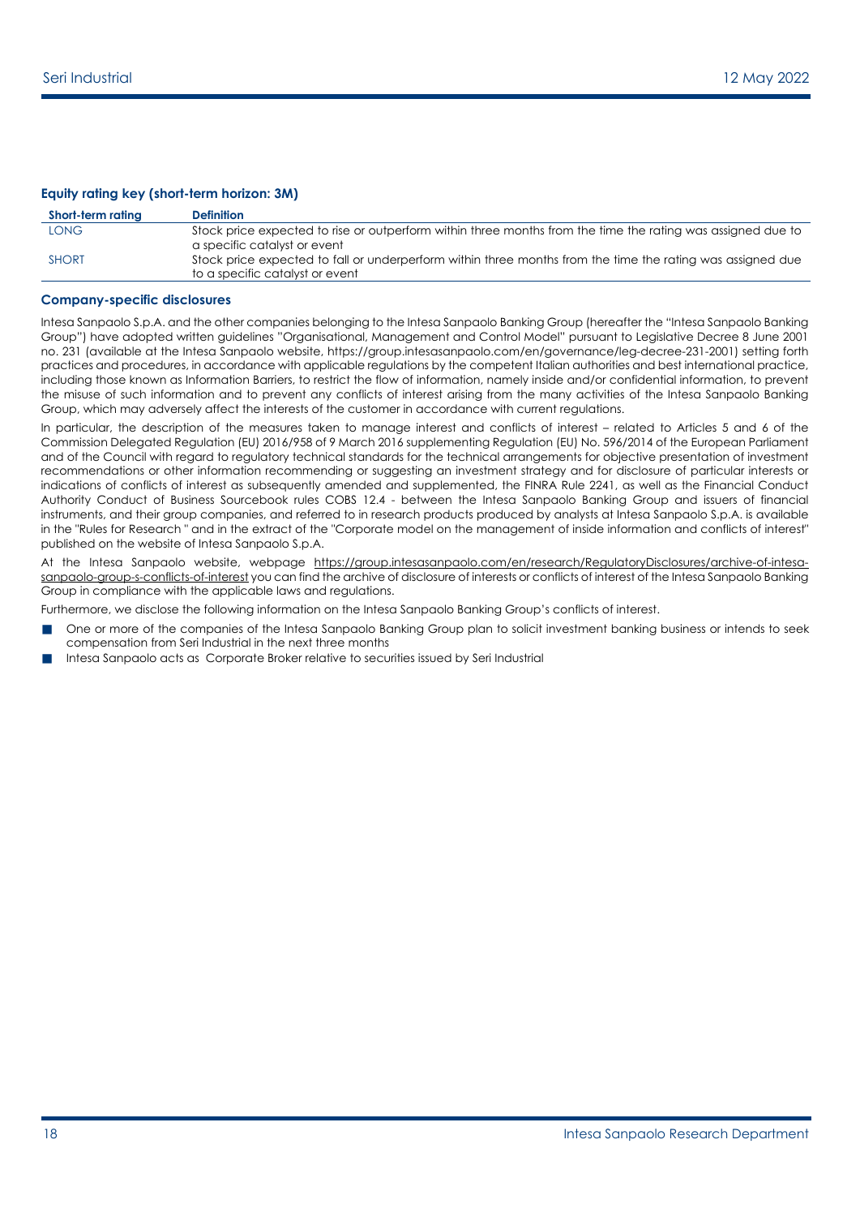### Equity rating key (short-term horizon: 3M)

| Short-term rating | Definition |
|---|---|
| LONG | Stock price expected to rise or outperform within three months from the time the rating was assigned due to a specific catalyst or event |
| SHORT | Stock price expected to fall or underperform within three months from the time the rating was assigned due to a specific catalyst or event |

### Company-specific disclosures

Intesa Sanpaolo S.p.A. and the other companies belonging to the Intesa Sanpaolo Banking Group (hereafter the "Intesa Sanpaolo Banking Group") have adopted written guidelines "Organisational, Management and Control Model" pursuant to Legislative Decree 8 June 2001 no. 231 (available at the Intesa Sanpaolo website, https://group.intesasanpaolo.com/en/governance/leg-decree-231-2001) setting forth practices and procedures, in accordance with applicable regulations by the competent Italian authorities and best international practice, including those known as Information Barriers, to restrict the flow of information, namely inside and/or confidential information, to prevent the misuse of such information and to prevent any conflicts of interest arising from the many activities of the Intesa Sanpaolo Banking Group, which may adversely affect the interests of the customer in accordance with current regulations.

In particular, the description of the measures taken to manage interest and conflicts of interest – related to Articles 5 and 6 of the Commission Delegated Regulation (EU) 2016/958 of 9 March 2016 supplementing Regulation (EU) No. 596/2014 of the European Parliament and of the Council with regard to regulatory technical standards for the technical arrangements for objective presentation of investment recommendations or other information recommending or suggesting an investment strategy and for disclosure of particular interests or indications of conflicts of interest as subsequently amended and supplemented, the FINRA Rule 2241, as well as the Financial Conduct Authority Conduct of Business Sourcebook rules COBS 12.4 - between the Intesa Sanpaolo Banking Group and issuers of financial instruments, and their group companies, and referred to in research products produced by analysts at Intesa Sanpaolo S.p.A. is available in the "Rules for Research " and in the extract of the "Corporate model on the management of inside information and conflicts of interest" published on the website of Intesa Sanpaolo S.p.A.

At the Intesa Sanpaolo website, webpage https://group.intesasanpaolo.com/en/research/RegulatoryDisclosures/archive-of-intesa-sanpaolo-group-s-conflicts-of-interest you can find the archive of disclosure of interests or conflicts of interest of the Intesa Sanpaolo Banking Group in compliance with the applicable laws and regulations.

Furthermore, we disclose the following information on the Intesa Sanpaolo Banking Group's conflicts of interest.

- One or more of the companies of the Intesa Sanpaolo Banking Group plan to solicit investment banking business or intends to seek compensation from Seri Industrial in the next three months
- Intesa Sanpaolo acts as Corporate Broker relative to securities issued by Seri Industrial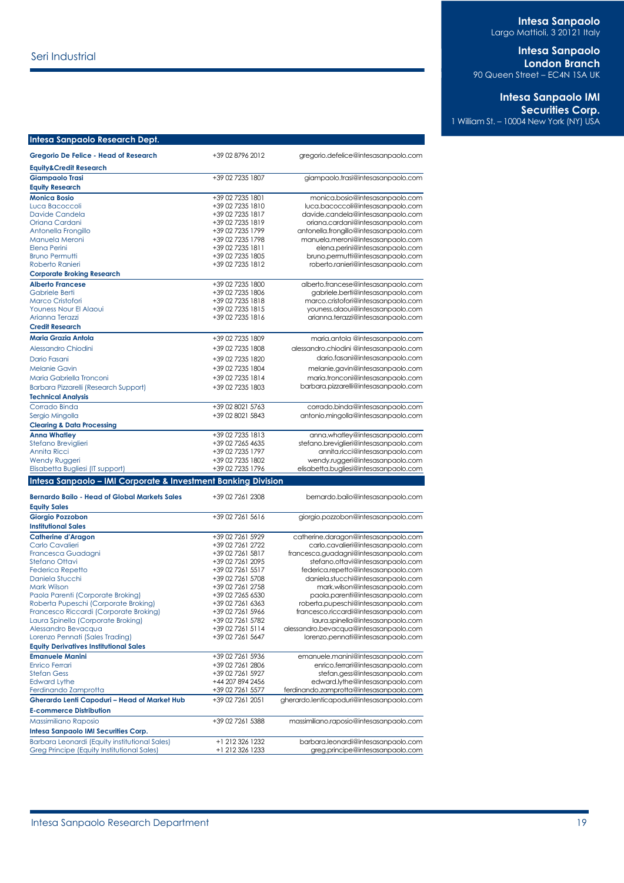Seri Industrial

**Intesa Sanpaolo**
Largo Mattioli, 3 20121 Italy

**Intesa Sanpaolo London Branch**
90 Queen Street – EC4N 1SA UK

**Intesa Sanpaolo IMI Securities Corp.**
1 William St. – 10004 New York (NY) USA

| **Intesa Sanpaolo Research Dept.** | | |
|---|---|---|
| **Gregorio De Felice - Head of Research** | +39 02 8796 2012 | gregorio.defelice@intesasanpaolo.com |
| **Equity&Credit Research** | | |
| **Giampaolo Trasi** | +39 02 7235 1807 | giampaolo.trasi@intesasanpaolo.com |
| **Equity Research** | | |
| **Monica Bosio** | +39 02 7235 1801 | monica.bosio@intesasanpaolo.com |
| Luca Bacoccoli | +39 02 7235 1810 | luca.bacoccoli@intesasanpaolo.com |
| Davide Candela | +39 02 7235 1817 | davide.candela@intesasanpaolo.com |
| Oriana Cardani | +39 02 7235 1819 | oriana.cardani@intesasanpaolo.com |
| Antonella Frongillo | +39 02 7235 1799 | antonella.frongillo@intesasanpaolo.com |
| Manuela Meroni | +39 02 7235 1798 | manuela.meroni@intesasanpaolo.com |
| Elena Perini | +39 02 7235 1811 | elena.perini@intesasanpaolo.com |
| Bruno Permutti | +39 02 7235 1805 | bruno.permutti@intesasanpaolo.com |
| Roberto Ranieri | +39 02 7235 1812 | roberto.ranieri@intesasanpaolo.com |
| **Corporate Broking Research** | | |
| **Alberto Francese** | +39 02 7235 1800 | alberto.francese@intesasanpaolo.com |
| Gabriele Berti | +39 02 7235 1806 | gabriele.berti@intesasanpaolo.com |
| Marco Cristofori | +39 02 7235 1818 | marco.cristofori@intesasanpaolo.com |
| Youness Nour El Alaoui | +39 02 7235 1815 | youness.alaoui@intesasanpaolo.com |
| Arianna Terazzi | +39 02 7235 1816 | arianna.terazzi@intesasanpaolo.com |
| **Credit Research** | | |
| **Maria Grazia Antola** | +39 02 7235 1809 | maria.antola @intesasanpaolo.com |
| Alessandro Chiodini | +39 02 7235 1808 | alessandro.chiodini @intesasanpaolo.com |
| Dario Fasani | +39 02 7235 1820 | dario.fasani@intesasanpaolo.com |
| Melanie Gavin | +39 02 7235 1804 | melanie.gavin@intesasanpaolo.com |
| Maria Gabriella Tronconi | +39 02 7235 1814 | maria.tronconi@intesasanpaolo.com |
| Barbara Pizzarelli (Research Support) | +39 02 7235 1803 | barbara.pizzarelli@intesasanpaolo.com |
| **Technical Analysis** | | |
| Corrado Binda | +39 02 8021 5763 | corrado.binda@intesasanpaolo.com |
| Sergio Mingolla | +39 02 8021 5843 | antonio.mingolla@intesasanpaolo.com |
| **Clearing & Data Processing** | | |
| **Anna Whatley** | +39 02 7235 1813 | anna.whatley@intesasanpaolo.com |
| Stefano Breviglieri | +39 02 7265 4635 | stefano.breviglieri@intesasanpaolo.com |
| Annita Ricci | +39 02 7235 1797 | annita.ricci@intesasanpaolo.com |
| Wendy Ruggeri | +39 02 7235 1802 | wendy.ruggeri@intesasanpaolo.com |
| Elisabetta Bugliesi (IT support) | +39 02 7235 1796 | elisabetta.bugliesi@intesasanpaolo.com |

| **Intesa Sanpaolo – IMI Corporate & Investment Banking Division** | | |
|---|---|---|
| **Bernardo Bailo - Head of Global Markets Sales** | +39 02 7261 2308 | bernardo.bailo@intesasanpaolo.com |
| **Equity Sales** | | |
| **Giorgio Pozzobon** | +39 02 7261 5616 | giorgio.pozzobon@intesasanpaolo.com |
| **Institutional Sales** | | |
| **Catherine d'Aragon** | +39 02 7261 5929 | catherine.daragon@intesasanpaolo.com |
| Carlo Cavalieri | +39 02 7261 2722 | carlo.cavalieri@intesasanpaolo.com |
| Francesca Guadagni | +39 02 7261 5817 | francesca.guadagni@intesasanpaolo.com |
| Stefano Ottavi | +39 02 7261 2095 | stefano.ottavi@intesasanpaolo.com |
| Federica Repetto | +39 02 7261 5517 | federica.repetto@intesasanpaolo.com |
| Daniela Stucchi | +39 02 7261 5708 | daniela.stucchi@intesasanpaolo.com |
| Mark Wilson | +39 02 7261 2758 | mark.wilson@intesasanpaolo.com |
| Paola Parenti (Corporate Broking) | +39 02 7265 6530 | paola.parenti@intesasanpaolo.com |
| Roberta Pupeschi (Corporate Broking) | +39 02 7261 6363 | roberta.pupeschi@intesasanpaolo.com |
| Francesco Riccardi (Corporate Broking) | +39 02 7261 5966 | francesco.riccardi@intesasanpaolo.com |
| Laura Spinella (Corporate Broking) | +39 02 7261 5782 | laura.spinella@intesasanpaolo.com |
| Alessandro Bevacqua | +39 02 7261 5114 | alessandro.bevacqua@intesasanpaolo.com |
| Lorenzo Pennati (Sales Trading) | +39 02 7261 5647 | lorenzo.pennati@intesasanpaolo.com |
| **Equity Derivatives Institutional Sales** | | |
| **Emanuele Manini** | +39 02 7261 5936 | emanuele.manini@intesasanpaolo.com |
| Enrico Ferrari | +39 02 7261 2806 | enrico.ferrari@intesasanpaolo.com |
| Stefan Gess | +39 02 7261 5927 | stefan.gess@intesasanpaolo.com |
| Edward Lythe | +44 207 894 2456 | edward.lythe@intesasanpaolo.com |
| Ferdinando Zamprotta | +39 02 7261 5577 | ferdinando.zamprotta@intesasanpaolo.com |
| **Gherardo Lenti Capoduri – Head of Market Hub** | +39 02 7261 2051 | gherardo.lenticapoduri@intesasanpaolo.com |
| **E-commerce Distribution** | | |
| Massimiliano Raposio | +39 02 7261 5388 | massimiliano.raposio@intesasanpaolo.com |
| **Intesa Sanpaolo IMI Securities Corp.** | | |
| Barbara Leonardi (Equity institutional Sales) | +1 212 326 1232 | barbara.leonardi@intesasanpaolo.com |
| Greg Principe (Equity Institutional Sales) | +1 212 326 1233 | greg.principe@intesasanpaolo.com |

Intesa Sanpaolo Research Department